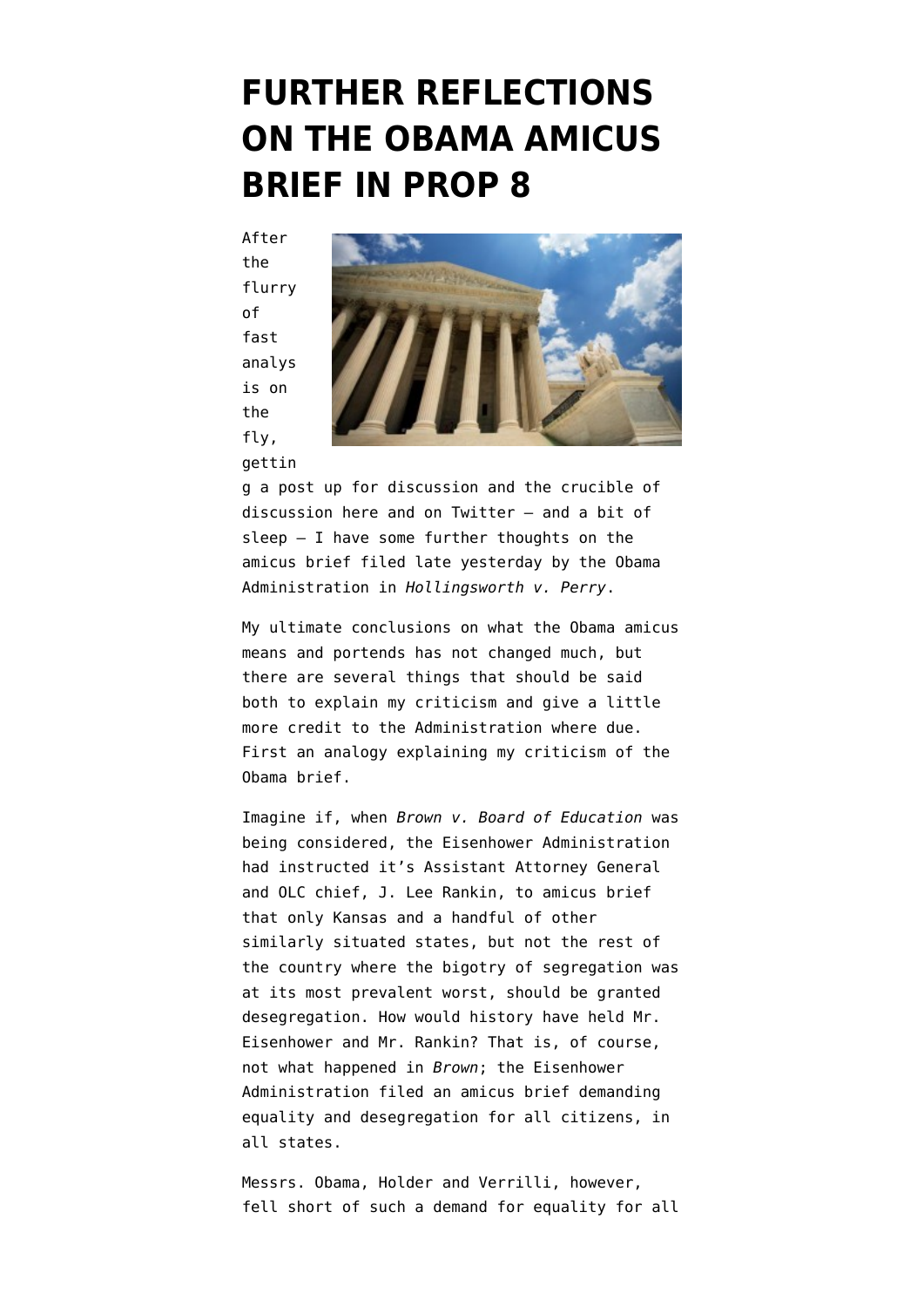# FURTHER REFLECTIONS ON THE OBAMA AMICUS BRIEF IN PROP 8

After the flurry of fast analysis on the fly, getting a post up for discussion and the crucible of discussion here and on Twitter – and a bit of sleep – I have some further thoughts on the amicus brief filed late yesterday by the Obama Administration in *Hollingsworth v. Perry*.

My ultimate conclusions on what the Obama amicus means and portends has not changed much, but there are several things that should be said both to explain my criticism and give a little more credit to the Administration where due. First an analogy explaining my criticism of the Obama brief.

Imagine if, when *Brown v. Board of Education* was being considered, the Eisenhower Administration had instructed it's Assistant Attorney General and OLC chief, J. Lee Rankin, to amicus brief that only Kansas and a handful of other similarly situated states, but not the rest of the country where the bigotry of segregation was at its most prevalent worst, should be granted desegregation. How would history have held Mr. Eisenhower and Mr. Rankin? That is, of course, not what happened in *Brown*; the Eisenhower Administration filed an amicus brief demanding equality and desegregation for all citizens, in all states.

Messrs. Obama, Holder and Verrilli, however, fell short of such a demand for equality for all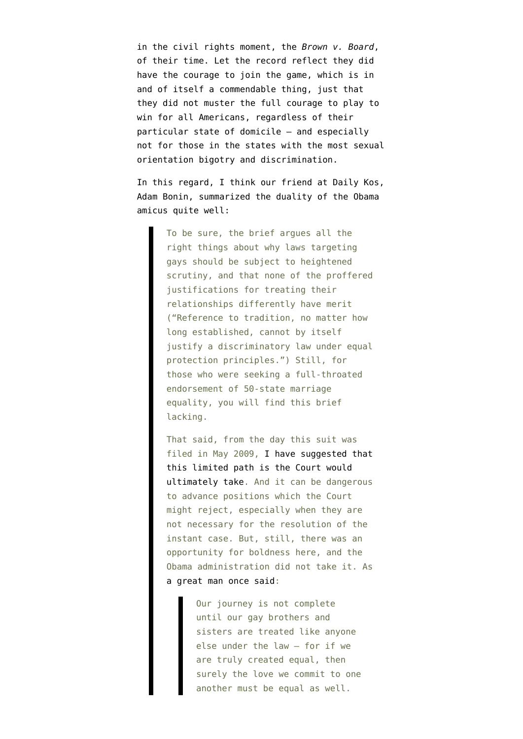in the civil rights moment, the *Brown v. Board*, of their time. Let the record reflect they did have the courage to join the game, which is in and of itself a commendable thing, just that they did not muster the full courage to play to win for all Americans, regardless of their particular state of domicile – and especially not for those in the states with the most sexual orientation bigotry and discrimination.

In this regard, I think our friend at Daily Kos, Adam Bonin, summarized the duality of the Obama amicus quite well:

> To be sure, the brief argues all the right things about why laws targeting gays should be subject to heightened scrutiny, and that none of the proffered justifications for treating their relationships differently have merit ("Reference to tradition, no matter how long established, cannot by itself justify a discriminatory law under equal protection principles.") Still, for those who were seeking a full-throated endorsement of 50-state marriage equality, you will find this brief lacking.
>
> That said, from the day this suit was filed in May 2009, I have suggested that this limited path is the Court would ultimately take. And it can be dangerous to advance positions which the Court might reject, especially when they are not necessary for the resolution of the instant case. But, still, there was an opportunity for boldness here, and the Obama administration did not take it. As a great man once said:
>
> > Our journey is not complete until our gay brothers and sisters are treated like anyone else under the law – for if we are truly created equal, then surely the love we commit to one another must be equal as well.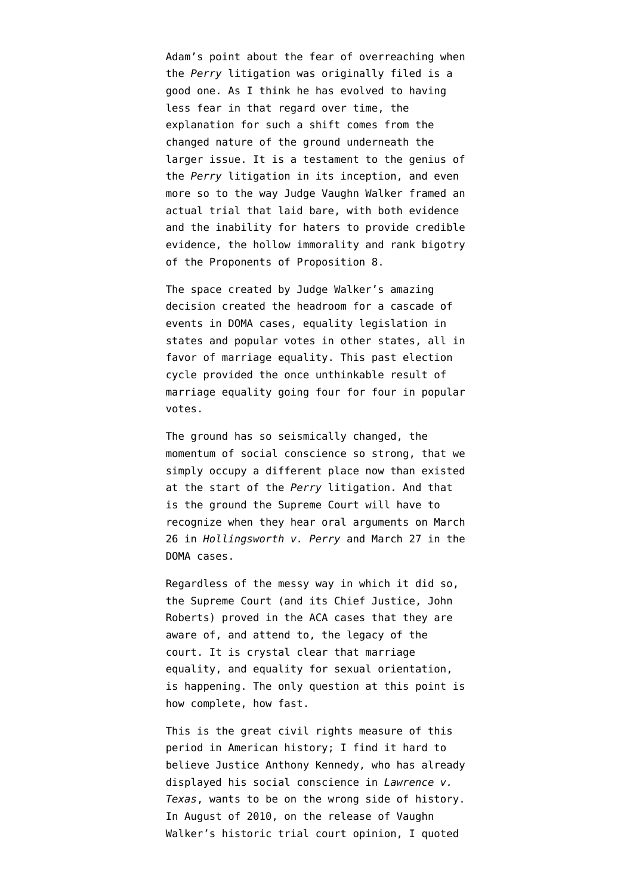Adam's point about the fear of overreaching when the *Perry* litigation was originally filed is a good one. As I think he has evolved to having less fear in that regard over time, the explanation for such a shift comes from the changed nature of the ground underneath the larger issue. It is a testament to the genius of the *Perry* litigation in its inception, and even more so to the way Judge Vaughn Walker framed an actual trial that laid bare, with both evidence and the inability for haters to provide credible evidence, the hollow immorality and rank bigotry of the Proponents of Proposition 8.

The space created by Judge Walker's amazing decision created the headroom for a cascade of events in DOMA cases, equality legislation in states and popular votes in other states, all in favor of marriage equality. This past election cycle provided the once unthinkable result of marriage equality going four for four in popular votes.

The ground has so seismically changed, the momentum of social conscience so strong, that we simply occupy a different place now than existed at the start of the *Perry* litigation. And that is the ground the Supreme Court will have to recognize when they hear oral arguments on March 26 in *Hollingsworth v. Perry* and March 27 in the DOMA cases.

Regardless of the messy way in which it did so, the Supreme Court (and its Chief Justice, John Roberts) proved in the ACA cases that they are aware of, and attend to, the legacy of the court. It is crystal clear that marriage equality, and equality for sexual orientation, is happening. The only question at this point is how complete, how fast.

This is the great civil rights measure of this period in American history; I find it hard to believe Justice Anthony Kennedy, who has already displayed his social conscience in *Lawrence v. Texas*, wants to be on the wrong side of history. In August of 2010, on the release of Vaughn Walker's historic trial court opinion, I quoted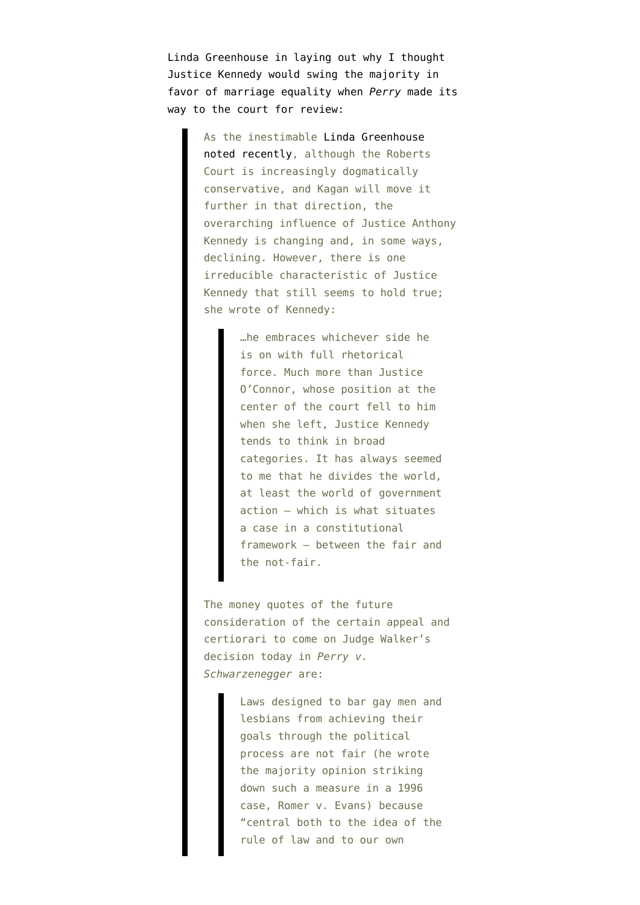Linda Greenhouse in laying out why I thought Justice Kennedy would swing the majority in favor of marriage equality when *Perry* made its way to the court for review:

> As the inestimable Linda Greenhouse noted recently, although the Roberts Court is increasingly dogmatically conservative, and Kagan will move it further in that direction, the overarching influence of Justice Anthony Kennedy is changing and, in some ways, declining. However, there is one irreducible characteristic of Justice Kennedy that still seems to hold true; she wrote of Kennedy:
>
> > …he embraces whichever side he is on with full rhetorical force. Much more than Justice O'Connor, whose position at the center of the court fell to him when she left, Justice Kennedy tends to think in broad categories. It has always seemed to me that he divides the world, at least the world of government action — which is what situates a case in a constitutional framework — between the fair and the not-fair.
>
> The money quotes of the future consideration of the certain appeal and certiorari to come on Judge Walker's decision today in *Perry v. Schwarzenegger* are:
>
> > Laws designed to bar gay men and lesbians from achieving their goals through the political process are not fair (he wrote the majority opinion striking down such a measure in a 1996 case, Romer v. Evans) because "central both to the idea of the rule of law and to our own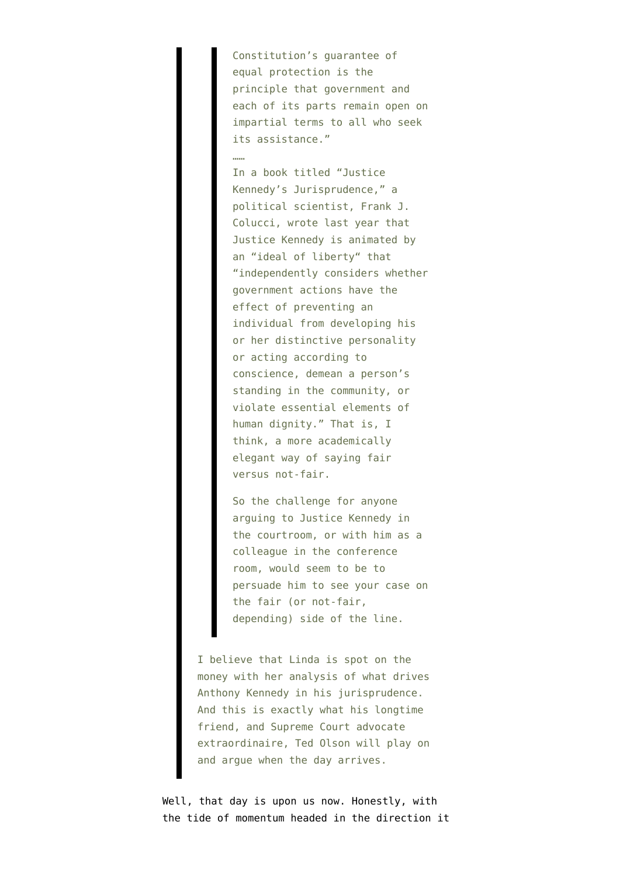> > Constitution's guarantee of equal protection is the principle that government and each of its parts remain open on impartial terms to all who seek its assistance."
> >
> > ……
> >
> > In a book titled "Justice Kennedy's Jurisprudence," a political scientist, Frank J. Colucci, wrote last year that Justice Kennedy is animated by an "ideal of liberty" that "independently considers whether government actions have the effect of preventing an individual from developing his or her distinctive personality or acting according to conscience, demean a person's standing in the community, or violate essential elements of human dignity." That is, I think, a more academically elegant way of saying fair versus not-fair.
> >
> > So the challenge for anyone arguing to Justice Kennedy in the courtroom, or with him as a colleague in the conference room, would seem to be to persuade him to see your case on the fair (or not-fair, depending) side of the line.
>
> I believe that Linda is spot on the money with her analysis of what drives Anthony Kennedy in his jurisprudence. And this is exactly what his longtime friend, and Supreme Court advocate extraordinaire, Ted Olson will play on and argue when the day arrives.

Well, that day is upon us now. Honestly, with the tide of momentum headed in the direction it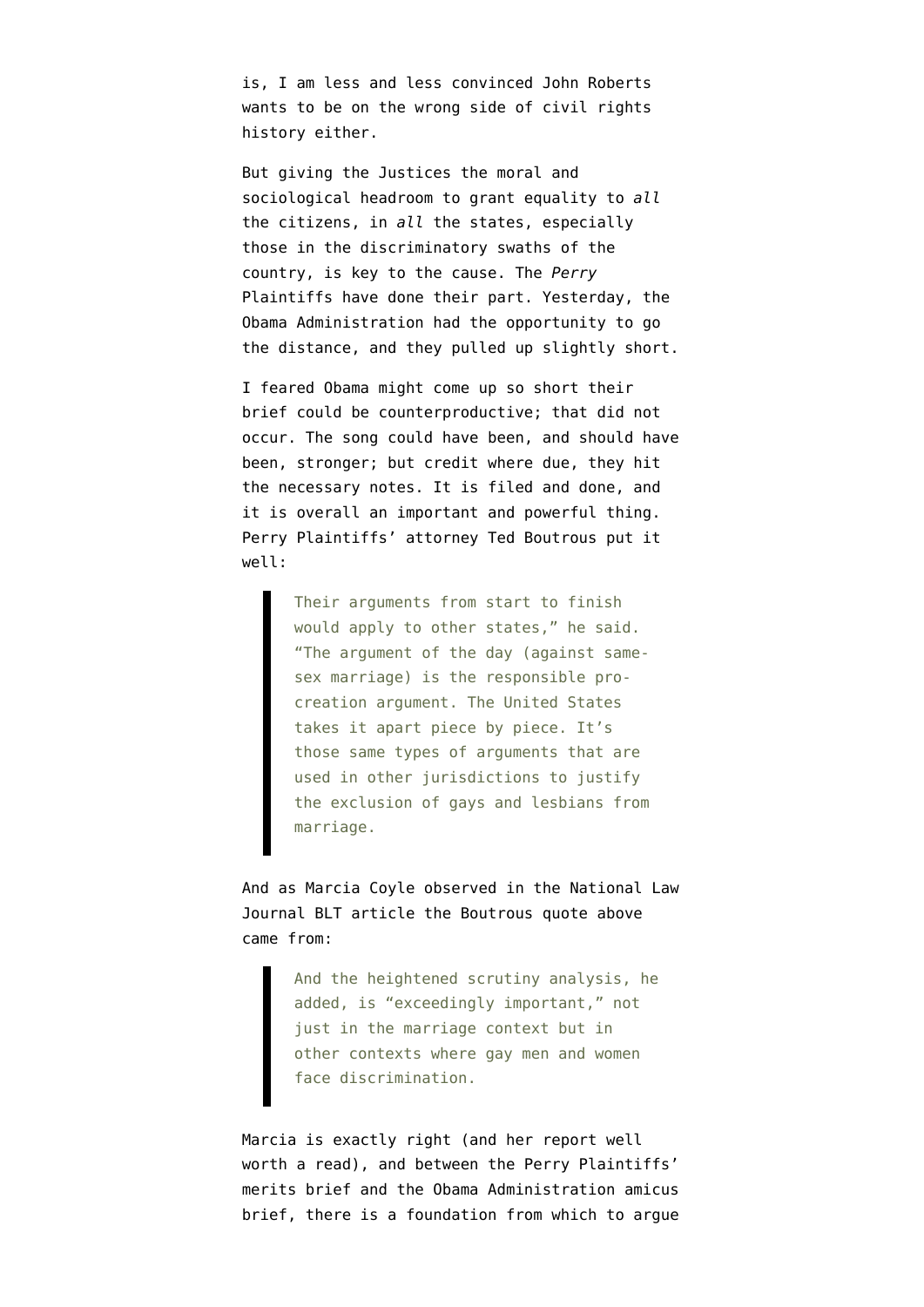is, I am less and less convinced John Roberts wants to be on the wrong side of civil rights history either.

But giving the Justices the moral and sociological headroom to grant equality to *all* the citizens, in *all* the states, especially those in the discriminatory swaths of the country, is key to the cause. The *Perry* Plaintiffs have done their part. Yesterday, the Obama Administration had the opportunity to go the distance, and they pulled up slightly short.

I feared Obama might come up so short their brief could be counterproductive; that did not occur. The song could have been, and should have been, stronger; but credit where due, they hit the necessary notes. It is filed and done, and it is overall an important and powerful thing. Perry Plaintiffs' attorney Ted Boutrous put it well:

> Their arguments from start to finish would apply to other states," he said. "The argument of the day (against same-sex marriage) is the responsible pro-creation argument. The United States takes it apart piece by piece. It's those same types of arguments that are used in other jurisdictions to justify the exclusion of gays and lesbians from marriage.

And as Marcia Coyle observed in the National Law Journal BLT article the Boutrous quote above came from:

> And the heightened scrutiny analysis, he added, is "exceedingly important," not just in the marriage context but in other contexts where gay men and women face discrimination.

Marcia is exactly right (and her report well worth a read), and between the Perry Plaintiffs' merits brief and the Obama Administration amicus brief, there is a foundation from which to argue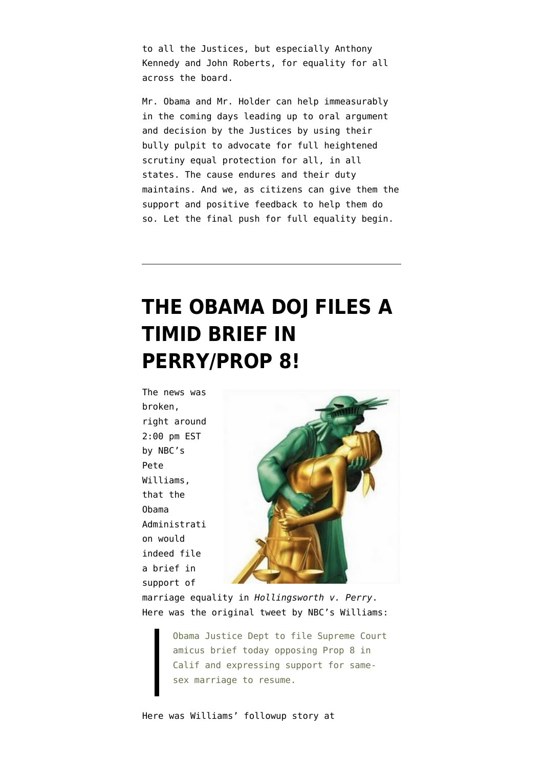to all the Justices, but especially Anthony Kennedy and John Roberts, for equality for all across the board.

Mr. Obama and Mr. Holder can help immeasurably in the coming days leading up to oral argument and decision by the Justices by using their bully pulpit to advocate for full heightened scrutiny equal protection for all, in all states. The cause endures and their duty maintains. And we, as citizens can give them the support and positive feedback to help them do so. Let the final push for full equality begin.

---

# THE OBAMA DOJ FILES A TIMID BRIEF IN PERRY/PROP 8!

The news was broken, right around 2:00 pm EST by NBC's Pete Williams, that the Obama Administration would indeed file a brief in support of marriage equality in *Hollingsworth v. Perry*. Here was the original tweet by NBC's Williams:

> Obama Justice Dept to file Supreme Court amicus brief today opposing Prop 8 in Calif and expressing support for same-sex marriage to resume.

Here was Williams' followup story at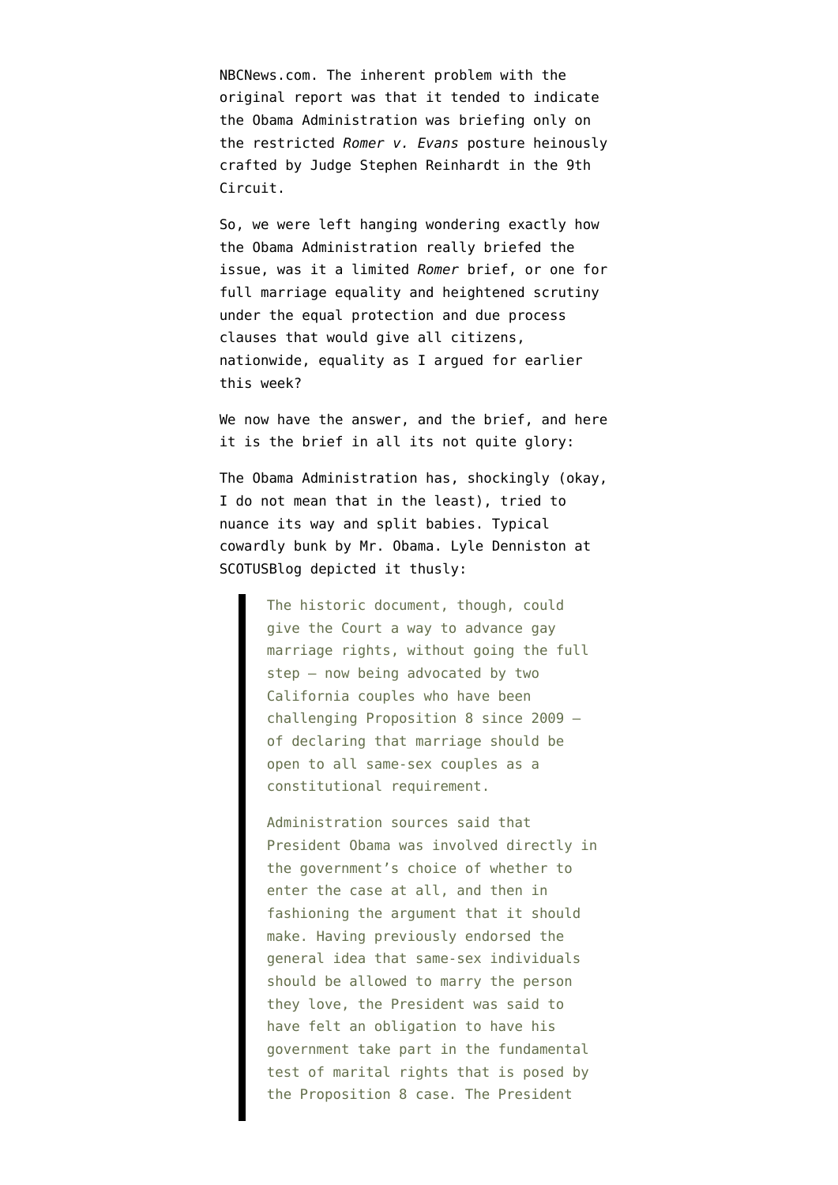NBCNews.com. The inherent problem with the original report was that it tended to indicate the Obama Administration was briefing only on the restricted *Romer v. Evans* posture heinously crafted by Judge Stephen Reinhardt in the 9th Circuit.

So, we were left hanging wondering exactly how the Obama Administration really briefed the issue, was it a limited *Romer* brief, or one for full marriage equality and heightened scrutiny under the equal protection and due process clauses that would give all citizens, nationwide, equality as I argued for earlier this week?

We now have the answer, and the brief, and here it is the brief in all its not quite glory:

The Obama Administration has, shockingly (okay, I do not mean that in the least), tried to nuance its way and split babies. Typical cowardly bunk by Mr. Obama. Lyle Denniston at SCOTUSBlog depicted it thusly:

> The historic document, though, could give the Court a way to advance gay marriage rights, without going the full step — now being advocated by two California couples who have been challenging Proposition 8 since 2009 — of declaring that marriage should be open to all same-sex couples as a constitutional requirement.
>
> Administration sources said that President Obama was involved directly in the government's choice of whether to enter the case at all, and then in fashioning the argument that it should make. Having previously endorsed the general idea that same-sex individuals should be allowed to marry the person they love, the President was said to have felt an obligation to have his government take part in the fundamental test of marital rights that is posed by the Proposition 8 case. The President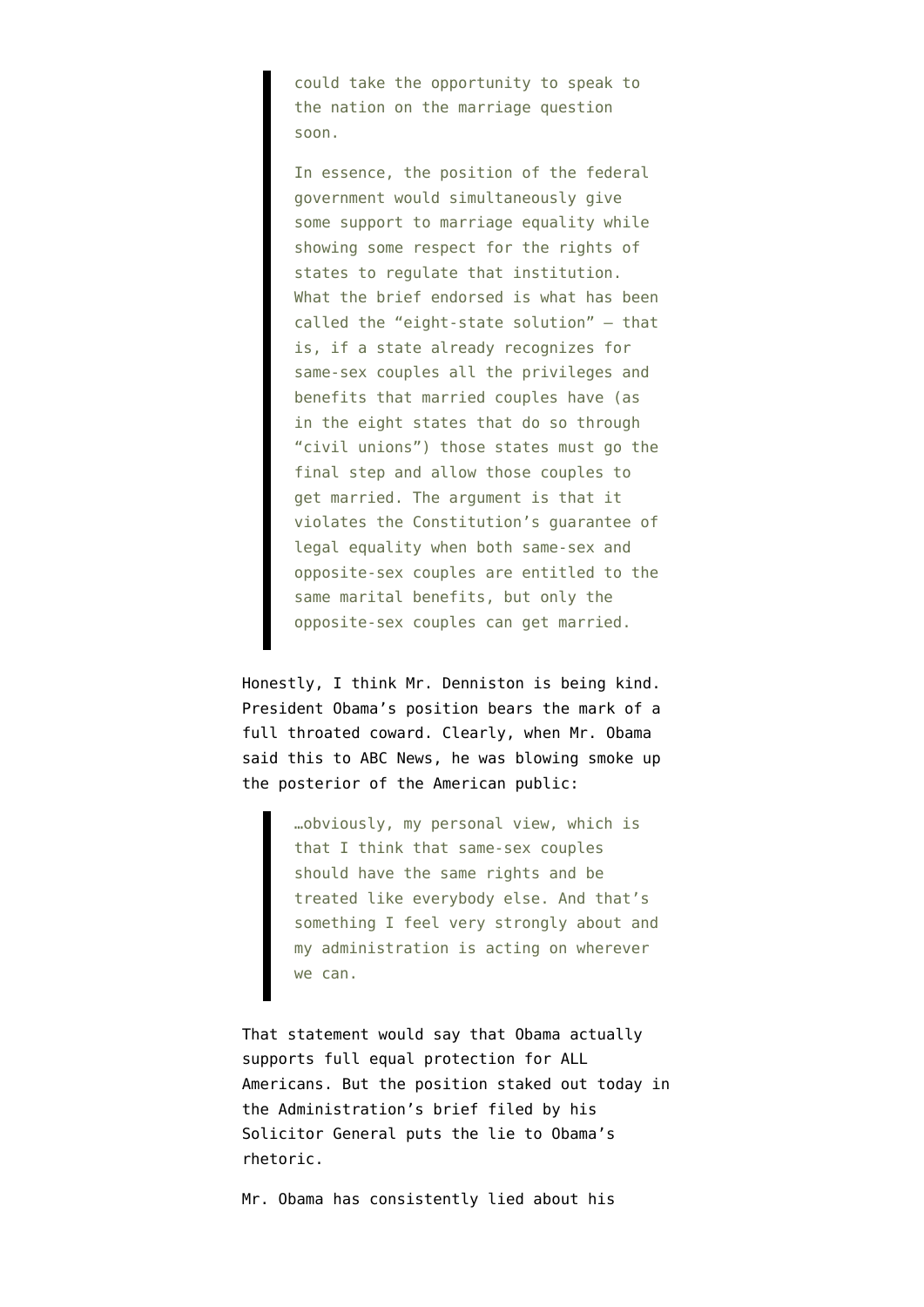> could take the opportunity to speak to the nation on the marriage question soon.
>
> In essence, the position of the federal government would simultaneously give some support to marriage equality while showing some respect for the rights of states to regulate that institution. What the brief endorsed is what has been called the "eight-state solution" — that is, if a state already recognizes for same-sex couples all the privileges and benefits that married couples have (as in the eight states that do so through "civil unions") those states must go the final step and allow those couples to get married. The argument is that it violates the Constitution's guarantee of legal equality when both same-sex and opposite-sex couples are entitled to the same marital benefits, but only the opposite-sex couples can get married.

Honestly, I think Mr. Denniston is being kind. President Obama's position bears the mark of a full throated coward. Clearly, when Mr. Obama said this to ABC News, he was blowing smoke up the posterior of the American public:

> …obviously, my personal view, which is that I think that same-sex couples should have the same rights and be treated like everybody else. And that's something I feel very strongly about and my administration is acting on wherever we can.

That statement would say that Obama actually supports full equal protection for ALL Americans. But the position staked out today in the Administration's brief filed by his Solicitor General puts the lie to Obama's rhetoric.

Mr. Obama has consistently lied about his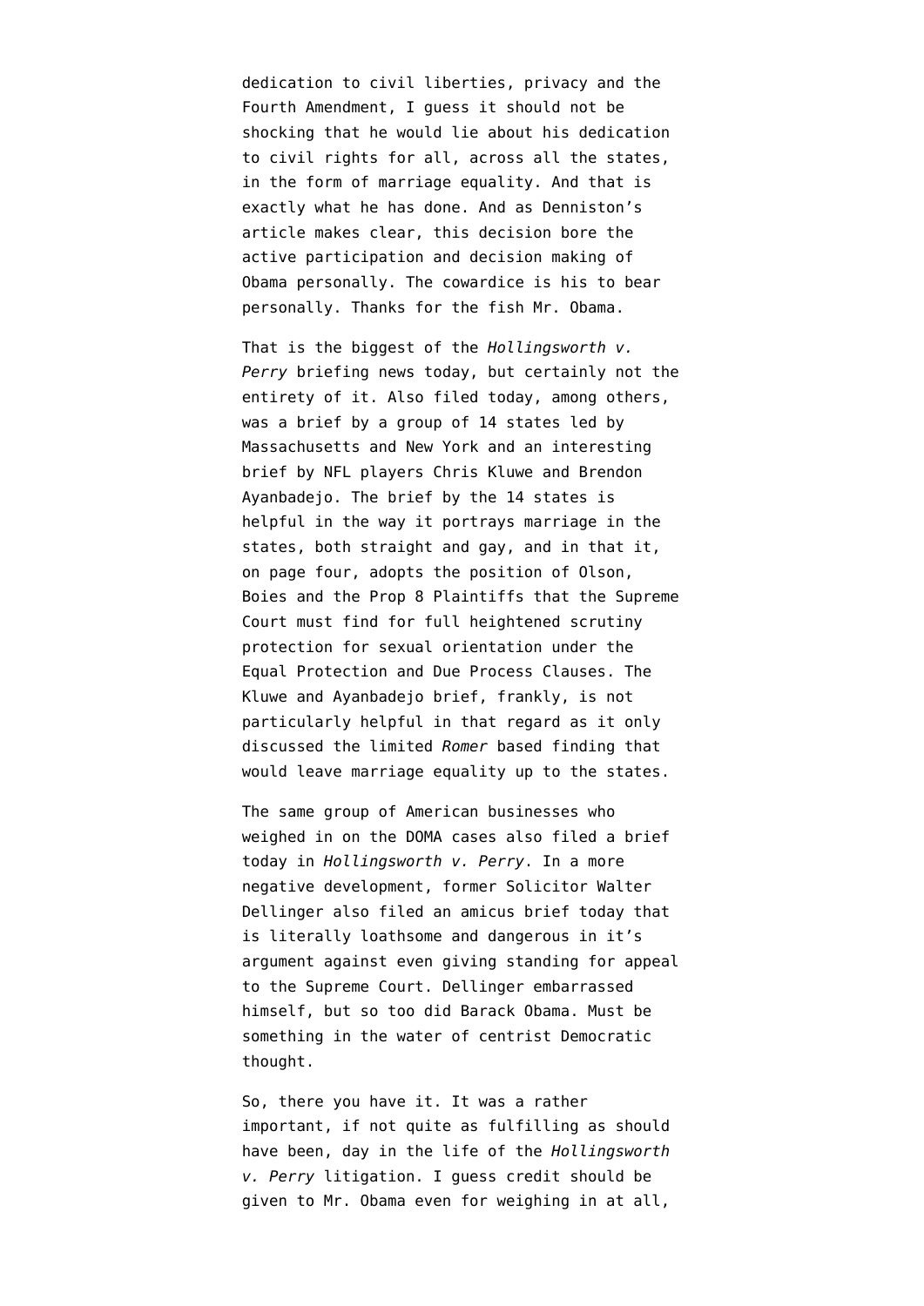dedication to civil liberties, privacy and the Fourth Amendment, I guess it should not be shocking that he would lie about his dedication to civil rights for all, across all the states, in the form of marriage equality. And that is exactly what he has done. And as Denniston's article makes clear, this decision bore the active participation and decision making of Obama personally. The cowardice is his to bear personally. Thanks for the fish Mr. Obama.

That is the biggest of the *Hollingsworth v. Perry* briefing news today, but certainly not the entirety of it. Also filed today, among others, was a brief by a group of 14 states led by Massachusetts and New York and an interesting brief by NFL players Chris Kluwe and Brendon Ayanbadejo. The brief by the 14 states is helpful in the way it portrays marriage in the states, both straight and gay, and in that it, on page four, adopts the position of Olson, Boies and the Prop 8 Plaintiffs that the Supreme Court must find for full heightened scrutiny protection for sexual orientation under the Equal Protection and Due Process Clauses. The Kluwe and Ayanbadejo brief, frankly, is not particularly helpful in that regard as it only discussed the limited *Romer* based finding that would leave marriage equality up to the states.

The same group of American businesses who weighed in on the DOMA cases also filed a brief today in *Hollingsworth v. Perry*. In a more negative development, former Solicitor Walter Dellinger also filed an amicus brief today that is literally loathsome and dangerous in it's argument against even giving standing for appeal to the Supreme Court. Dellinger embarrassed himself, but so too did Barack Obama. Must be something in the water of centrist Democratic thought.

So, there you have it. It was a rather important, if not quite as fulfilling as should have been, day in the life of the *Hollingsworth v. Perry* litigation. I guess credit should be given to Mr. Obama even for weighing in at all,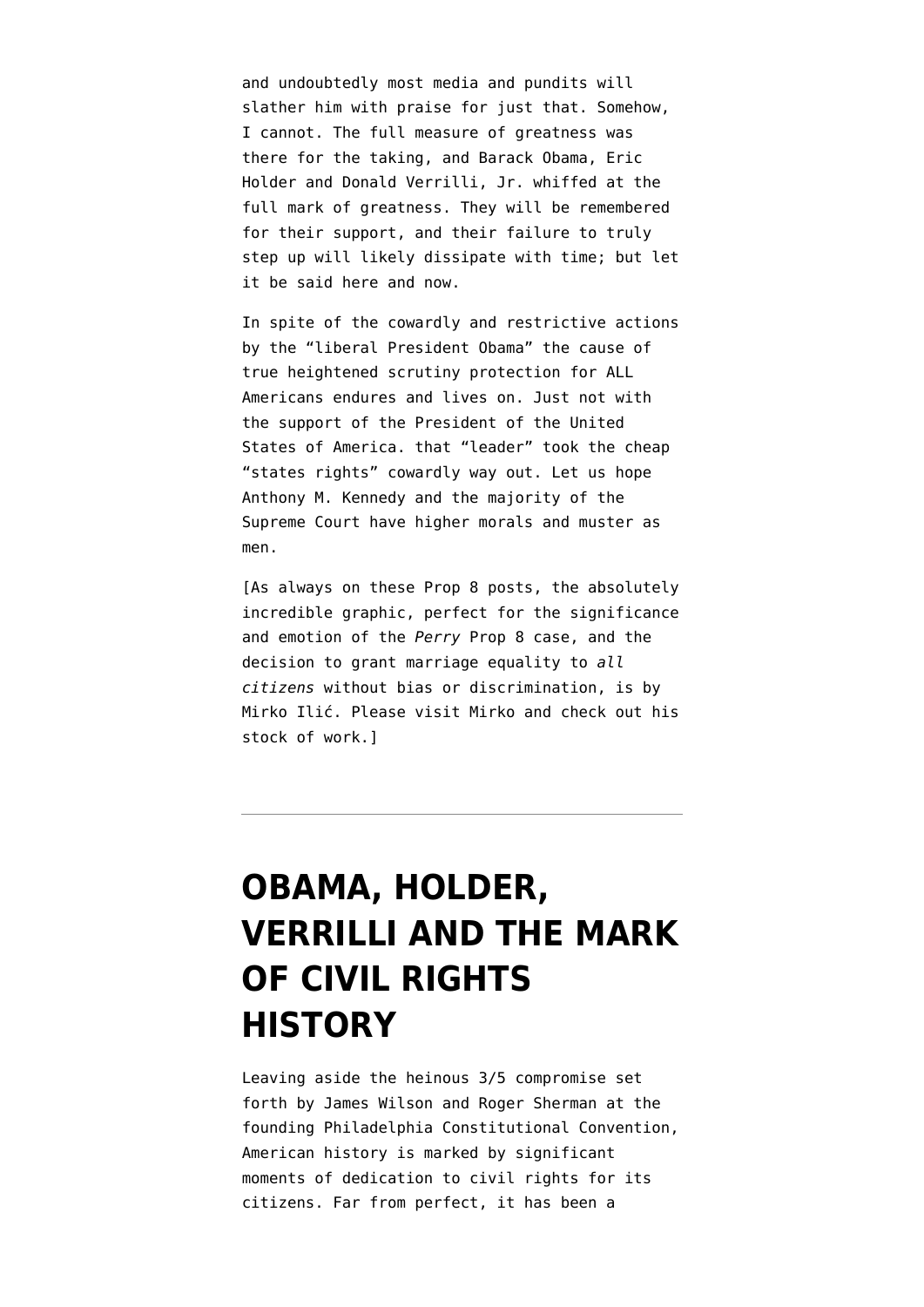and undoubtedly most media and pundits will slather him with praise for just that. Somehow, I cannot. The full measure of greatness was there for the taking, and Barack Obama, Eric Holder and Donald Verrilli, Jr. whiffed at the full mark of greatness. They will be remembered for their support, and their failure to truly step up will likely dissipate with time; but let it be said here and now.

In spite of the cowardly and restrictive actions by the "liberal President Obama" the cause of true heightened scrutiny protection for ALL Americans endures and lives on. Just not with the support of the President of the United States of America. that "leader" took the cheap "states rights" cowardly way out. Let us hope Anthony M. Kennedy and the majority of the Supreme Court have higher morals and muster as men.

[As always on these Prop 8 posts, the absolutely incredible graphic, perfect for the significance and emotion of the *Perry* Prop 8 case, and the decision to grant marriage equality to *all citizens* without bias or discrimination, is by Mirko Ilić. Please visit Mirko and check out his stock of work.]

---

# OBAMA, HOLDER, VERRILLI AND THE MARK OF CIVIL RIGHTS HISTORY

Leaving aside the heinous 3/5 compromise set forth by James Wilson and Roger Sherman at the founding Philadelphia Constitutional Convention, American history is marked by significant moments of dedication to civil rights for its citizens. Far from perfect, it has been a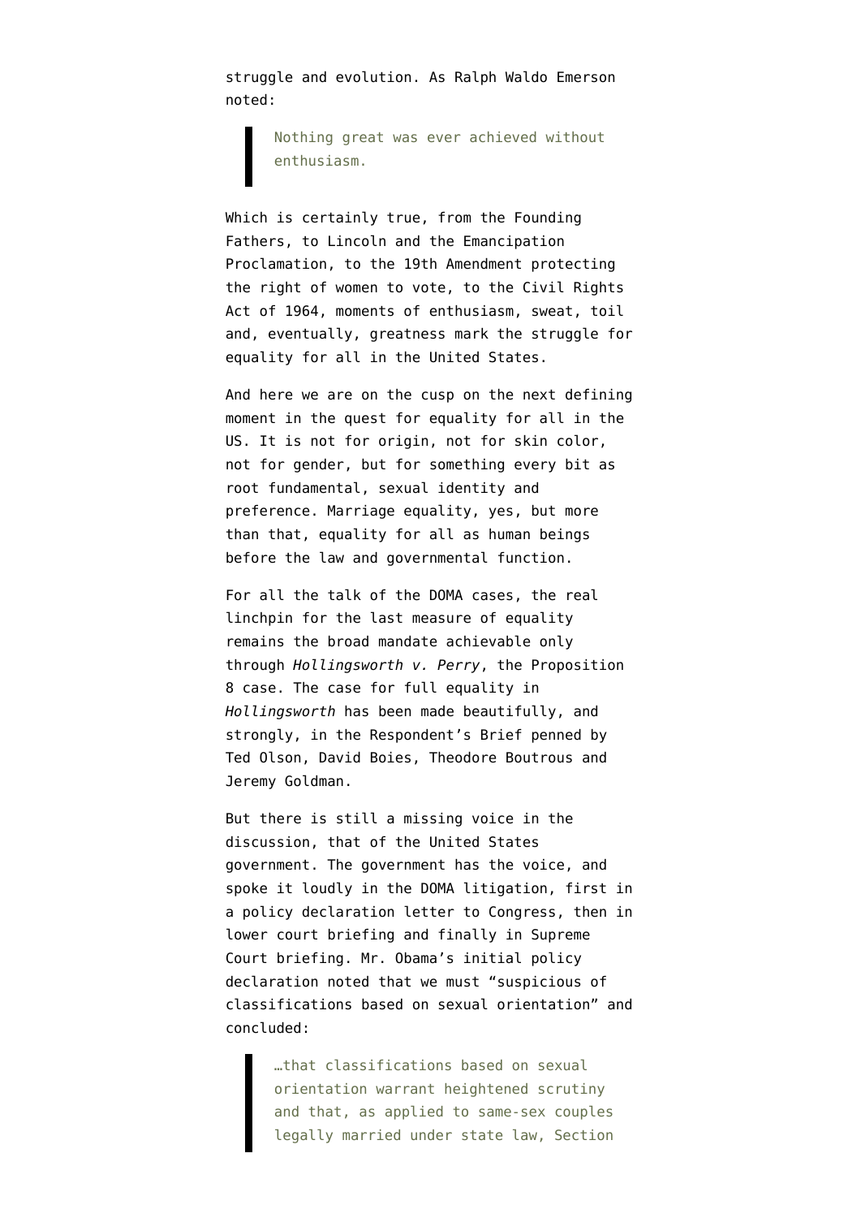struggle and evolution. As Ralph Waldo Emerson noted:

> Nothing great was ever achieved without enthusiasm.

Which is certainly true, from the Founding Fathers, to Lincoln and the Emancipation Proclamation, to the 19th Amendment protecting the right of women to vote, to the Civil Rights Act of 1964, moments of enthusiasm, sweat, toil and, eventually, greatness mark the struggle for equality for all in the United States.

And here we are on the cusp on the next defining moment in the quest for equality for all in the US. It is not for origin, not for skin color, not for gender, but for something every bit as root fundamental, sexual identity and preference. Marriage equality, yes, but more than that, equality for all as human beings before the law and governmental function.

For all the talk of the DOMA cases, the real linchpin for the last measure of equality remains the broad mandate achievable only through *Hollingsworth v. Perry*, the Proposition 8 case. The case for full equality in *Hollingsworth* has been made beautifully, and strongly, in the Respondent's Brief penned by Ted Olson, David Boies, Theodore Boutrous and Jeremy Goldman.

But there is still a missing voice in the discussion, that of the United States government. The government has the voice, and spoke it loudly in the DOMA litigation, first in a policy declaration letter to Congress, then in lower court briefing and finally in Supreme Court briefing. Mr. Obama's initial policy declaration noted that we must "suspicious of classifications based on sexual orientation" and concluded:

> …that classifications based on sexual orientation warrant heightened scrutiny and that, as applied to same-sex couples legally married under state law, Section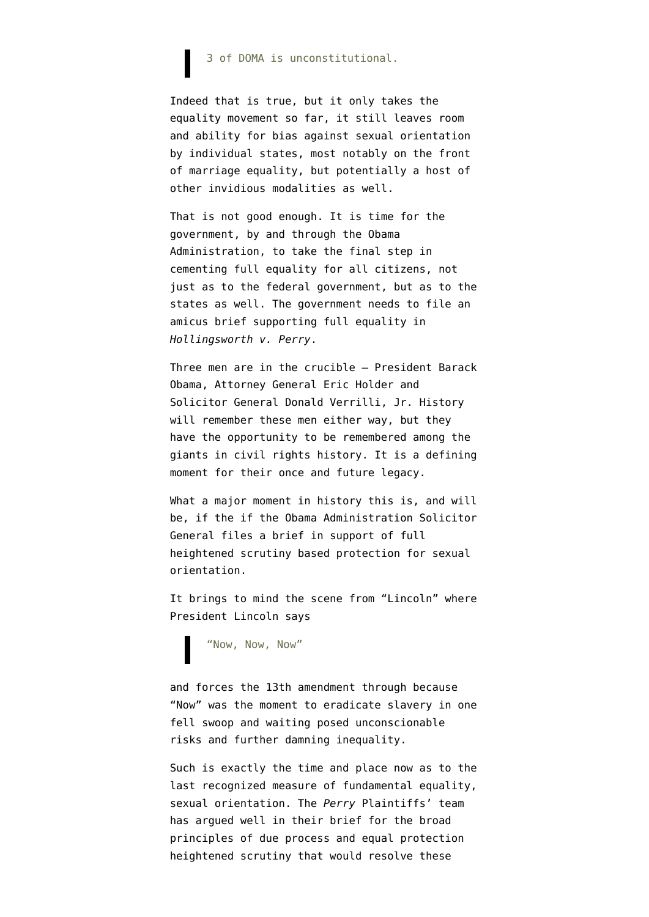> 3 of DOMA is unconstitutional.

Indeed that is true, but it only takes the equality movement so far, it still leaves room and ability for bias against sexual orientation by individual states, most notably on the front of marriage equality, but potentially a host of other invidious modalities as well.

That is not good enough. It is time for the government, by and through the Obama Administration, to take the final step in cementing full equality for all citizens, not just as to the federal government, but as to the states as well. The government needs to file an amicus brief supporting full equality in *Hollingsworth v. Perry*.

Three men are in the crucible – President Barack Obama, Attorney General Eric Holder and Solicitor General Donald Verrilli, Jr. History will remember these men either way, but they have the opportunity to be remembered among the giants in civil rights history. It is a defining moment for their once and future legacy.

What a major moment in history this is, and will be, if the if the Obama Administration Solicitor General files a brief in support of full heightened scrutiny based protection for sexual orientation.

It brings to mind the scene from "Lincoln" where President Lincoln says

> "Now, Now, Now"

and forces the 13th amendment through because "Now" was the moment to eradicate slavery in one fell swoop and waiting posed unconscionable risks and further damning inequality.

Such is exactly the time and place now as to the last recognized measure of fundamental equality, sexual orientation. The *Perry* Plaintiffs' team has argued well in their brief for the broad principles of due process and equal protection heightened scrutiny that would resolve these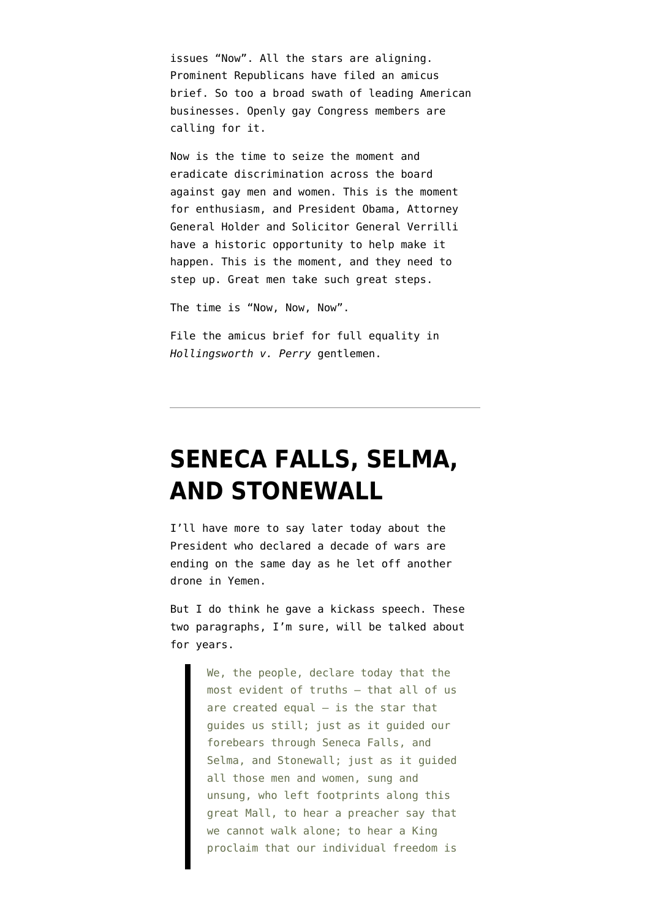issues "Now". All the stars are aligning. Prominent Republicans have filed an amicus brief. So too a broad swath of leading American businesses. Openly gay Congress members are calling for it.

Now is the time to seize the moment and eradicate discrimination across the board against gay men and women. This is the moment for enthusiasm, and President Obama, Attorney General Holder and Solicitor General Verrilli have a historic opportunity to help make it happen. This is the moment, and they need to step up. Great men take such great steps.

The time is "Now, Now, Now".

File the amicus brief for full equality in *Hollingsworth v. Perry* gentlemen.

---

# SENECA FALLS, SELMA, AND STONEWALL

I'll have more to say later today about the President who declared a decade of wars are ending on the same day as he let off another drone in Yemen.

But I do think he gave a kickass speech. These two paragraphs, I'm sure, will be talked about for years.

> We, the people, declare today that the most evident of truths — that all of us are created equal — is the star that guides us still; just as it guided our forebears through Seneca Falls, and Selma, and Stonewall; just as it guided all those men and women, sung and unsung, who left footprints along this great Mall, to hear a preacher say that we cannot walk alone; to hear a King proclaim that our individual freedom is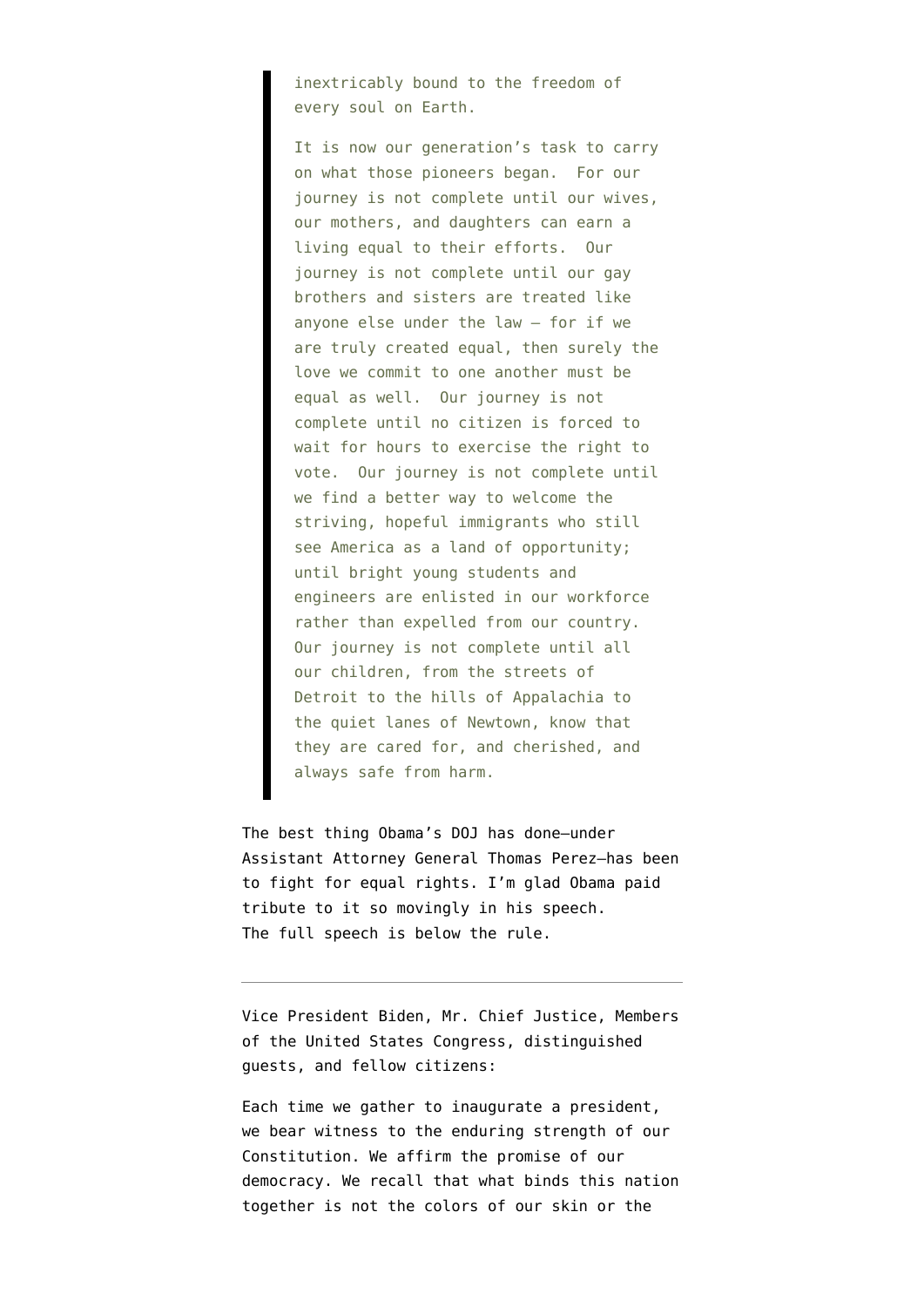> inextricably bound to the freedom of every soul on Earth.
>
> It is now our generation's task to carry on what those pioneers began. For our journey is not complete until our wives, our mothers, and daughters can earn a living equal to their efforts. Our journey is not complete until our gay brothers and sisters are treated like anyone else under the law – for if we are truly created equal, then surely the love we commit to one another must be equal as well. Our journey is not complete until no citizen is forced to wait for hours to exercise the right to vote. Our journey is not complete until we find a better way to welcome the striving, hopeful immigrants who still see America as a land of opportunity; until bright young students and engineers are enlisted in our workforce rather than expelled from our country. Our journey is not complete until all our children, from the streets of Detroit to the hills of Appalachia to the quiet lanes of Newtown, know that they are cared for, and cherished, and always safe from harm.

The best thing Obama's DOJ has done–under Assistant Attorney General Thomas Perez–has been to fight for equal rights. I'm glad Obama paid tribute to it so movingly in his speech. The full speech is below the rule.

---

Vice President Biden, Mr. Chief Justice, Members of the United States Congress, distinguished guests, and fellow citizens:

Each time we gather to inaugurate a president, we bear witness to the enduring strength of our Constitution. We affirm the promise of our democracy. We recall that what binds this nation together is not the colors of our skin or the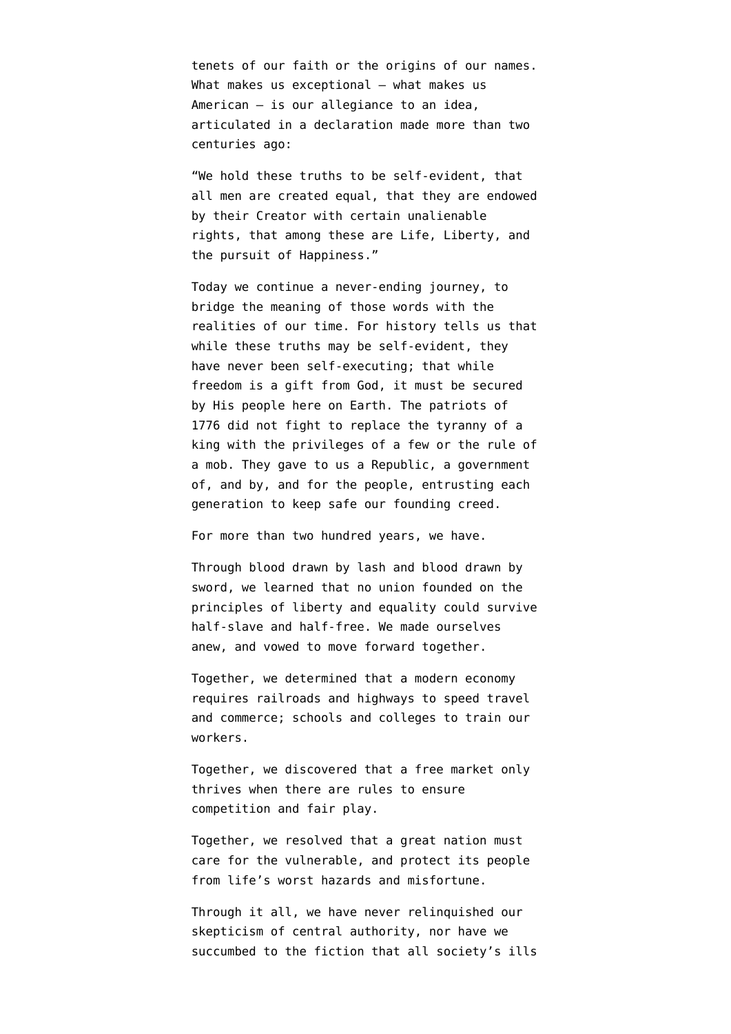tenets of our faith or the origins of our names. What makes us exceptional — what makes us American — is our allegiance to an idea, articulated in a declaration made more than two centuries ago:

"We hold these truths to be self-evident, that all men are created equal, that they are endowed by their Creator with certain unalienable rights, that among these are Life, Liberty, and the pursuit of Happiness."

Today we continue a never-ending journey, to bridge the meaning of those words with the realities of our time. For history tells us that while these truths may be self-evident, they have never been self-executing; that while freedom is a gift from God, it must be secured by His people here on Earth. The patriots of 1776 did not fight to replace the tyranny of a king with the privileges of a few or the rule of a mob. They gave to us a Republic, a government of, and by, and for the people, entrusting each generation to keep safe our founding creed.

For more than two hundred years, we have.

Through blood drawn by lash and blood drawn by sword, we learned that no union founded on the principles of liberty and equality could survive half-slave and half-free. We made ourselves anew, and vowed to move forward together.

Together, we determined that a modern economy requires railroads and highways to speed travel and commerce; schools and colleges to train our workers.

Together, we discovered that a free market only thrives when there are rules to ensure competition and fair play.

Together, we resolved that a great nation must care for the vulnerable, and protect its people from life's worst hazards and misfortune.

Through it all, we have never relinquished our skepticism of central authority, nor have we succumbed to the fiction that all society's ills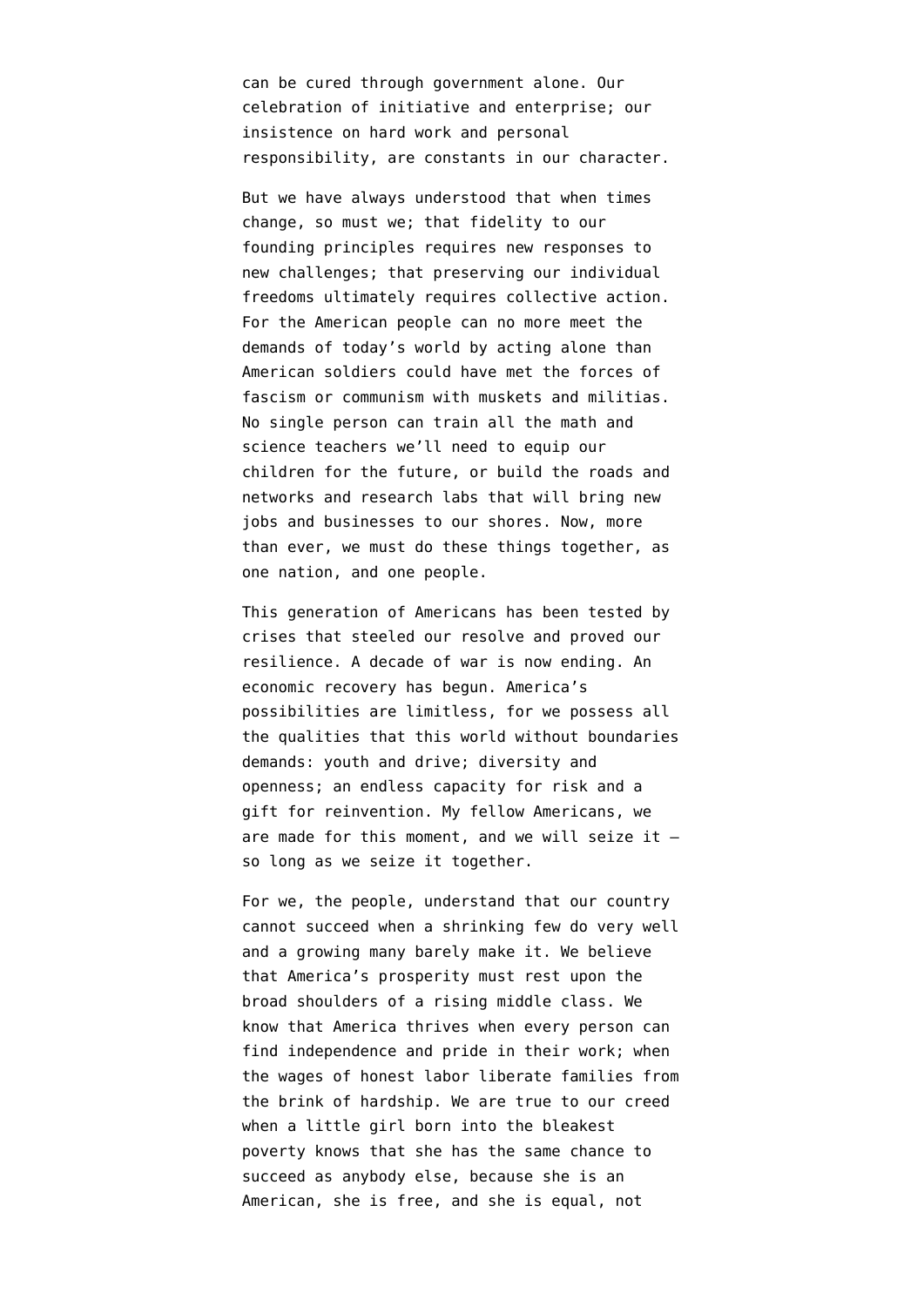can be cured through government alone. Our celebration of initiative and enterprise; our insistence on hard work and personal responsibility, are constants in our character.

But we have always understood that when times change, so must we; that fidelity to our founding principles requires new responses to new challenges; that preserving our individual freedoms ultimately requires collective action. For the American people can no more meet the demands of today's world by acting alone than American soldiers could have met the forces of fascism or communism with muskets and militias. No single person can train all the math and science teachers we'll need to equip our children for the future, or build the roads and networks and research labs that will bring new jobs and businesses to our shores. Now, more than ever, we must do these things together, as one nation, and one people.

This generation of Americans has been tested by crises that steeled our resolve and proved our resilience. A decade of war is now ending. An economic recovery has begun. America's possibilities are limitless, for we possess all the qualities that this world without boundaries demands: youth and drive; diversity and openness; an endless capacity for risk and a gift for reinvention. My fellow Americans, we are made for this moment, and we will seize it — so long as we seize it together.

For we, the people, understand that our country cannot succeed when a shrinking few do very well and a growing many barely make it. We believe that America's prosperity must rest upon the broad shoulders of a rising middle class. We know that America thrives when every person can find independence and pride in their work; when the wages of honest labor liberate families from the brink of hardship. We are true to our creed when a little girl born into the bleakest poverty knows that she has the same chance to succeed as anybody else, because she is an American, she is free, and she is equal, not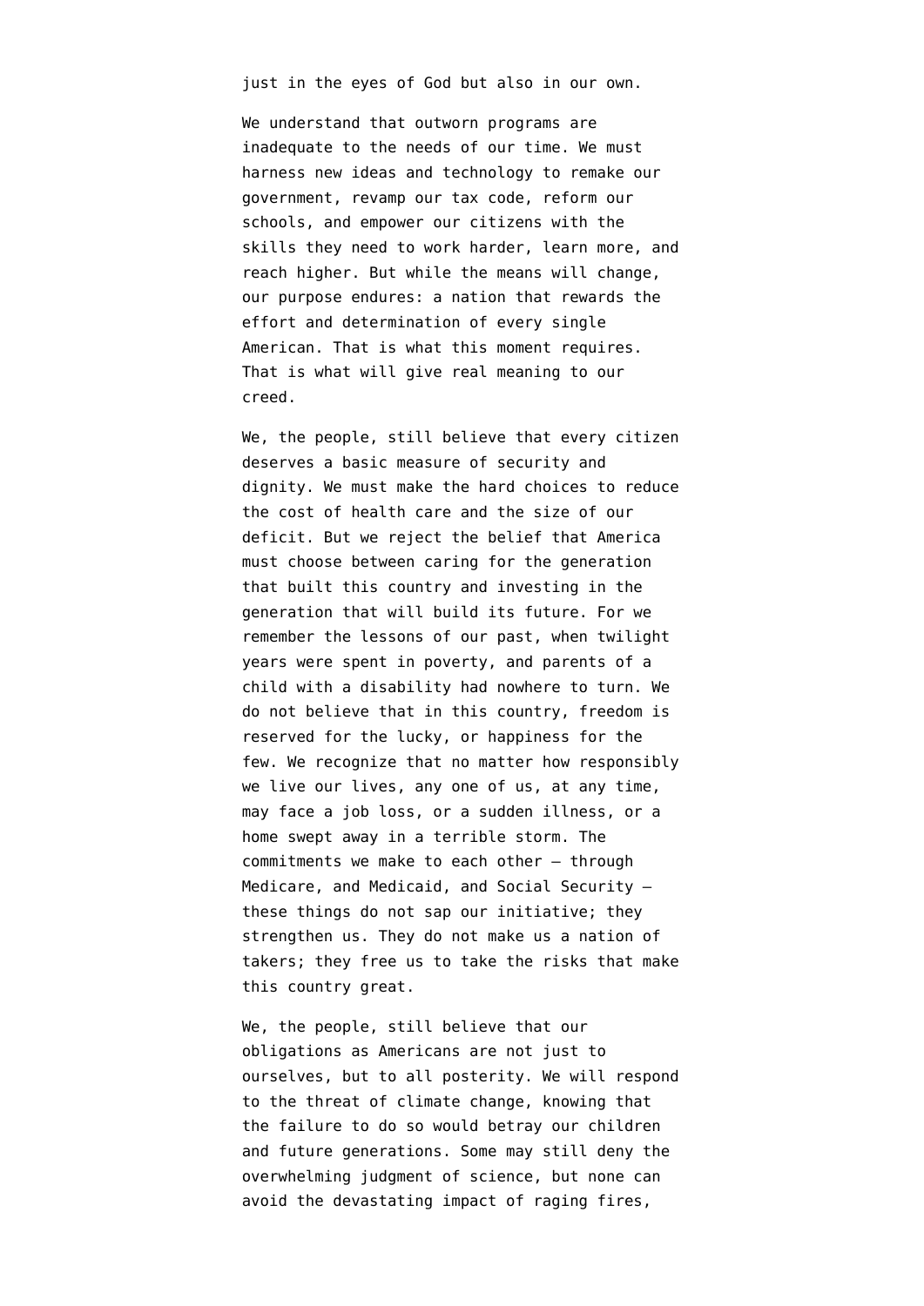just in the eyes of God but also in our own.

We understand that outworn programs are inadequate to the needs of our time. We must harness new ideas and technology to remake our government, revamp our tax code, reform our schools, and empower our citizens with the skills they need to work harder, learn more, and reach higher. But while the means will change, our purpose endures: a nation that rewards the effort and determination of every single American. That is what this moment requires. That is what will give real meaning to our creed.

We, the people, still believe that every citizen deserves a basic measure of security and dignity. We must make the hard choices to reduce the cost of health care and the size of our deficit. But we reject the belief that America must choose between caring for the generation that built this country and investing in the generation that will build its future. For we remember the lessons of our past, when twilight years were spent in poverty, and parents of a child with a disability had nowhere to turn. We do not believe that in this country, freedom is reserved for the lucky, or happiness for the few. We recognize that no matter how responsibly we live our lives, any one of us, at any time, may face a job loss, or a sudden illness, or a home swept away in a terrible storm. The commitments we make to each other — through Medicare, and Medicaid, and Social Security — these things do not sap our initiative; they strengthen us. They do not make us a nation of takers; they free us to take the risks that make this country great.

We, the people, still believe that our obligations as Americans are not just to ourselves, but to all posterity. We will respond to the threat of climate change, knowing that the failure to do so would betray our children and future generations. Some may still deny the overwhelming judgment of science, but none can avoid the devastating impact of raging fires,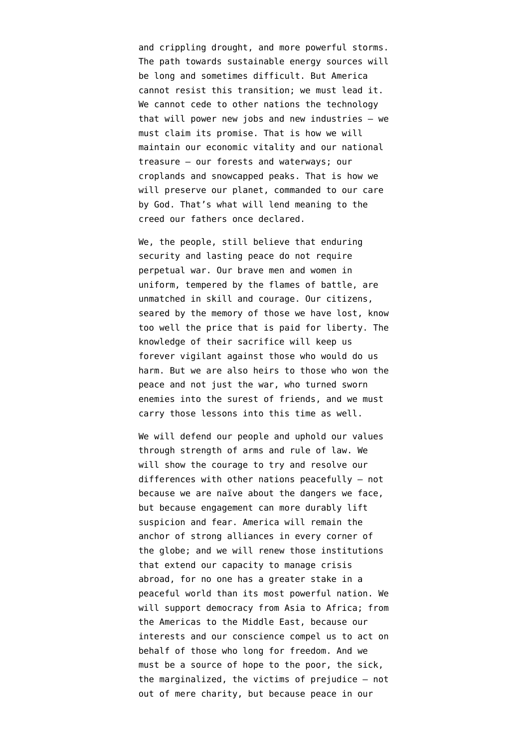and crippling drought, and more powerful storms. The path towards sustainable energy sources will be long and sometimes difficult. But America cannot resist this transition; we must lead it. We cannot cede to other nations the technology that will power new jobs and new industries – we must claim its promise. That is how we will maintain our economic vitality and our national treasure – our forests and waterways; our croplands and snowcapped peaks. That is how we will preserve our planet, commanded to our care by God. That's what will lend meaning to the creed our fathers once declared.

We, the people, still believe that enduring security and lasting peace do not require perpetual war. Our brave men and women in uniform, tempered by the flames of battle, are unmatched in skill and courage. Our citizens, seared by the memory of those we have lost, know too well the price that is paid for liberty. The knowledge of their sacrifice will keep us forever vigilant against those who would do us harm. But we are also heirs to those who won the peace and not just the war, who turned sworn enemies into the surest of friends, and we must carry those lessons into this time as well.

We will defend our people and uphold our values through strength of arms and rule of law. We will show the courage to try and resolve our differences with other nations peacefully – not because we are naïve about the dangers we face, but because engagement can more durably lift suspicion and fear. America will remain the anchor of strong alliances in every corner of the globe; and we will renew those institutions that extend our capacity to manage crisis abroad, for no one has a greater stake in a peaceful world than its most powerful nation. We will support democracy from Asia to Africa; from the Americas to the Middle East, because our interests and our conscience compel us to act on behalf of those who long for freedom. And we must be a source of hope to the poor, the sick, the marginalized, the victims of prejudice – not out of mere charity, but because peace in our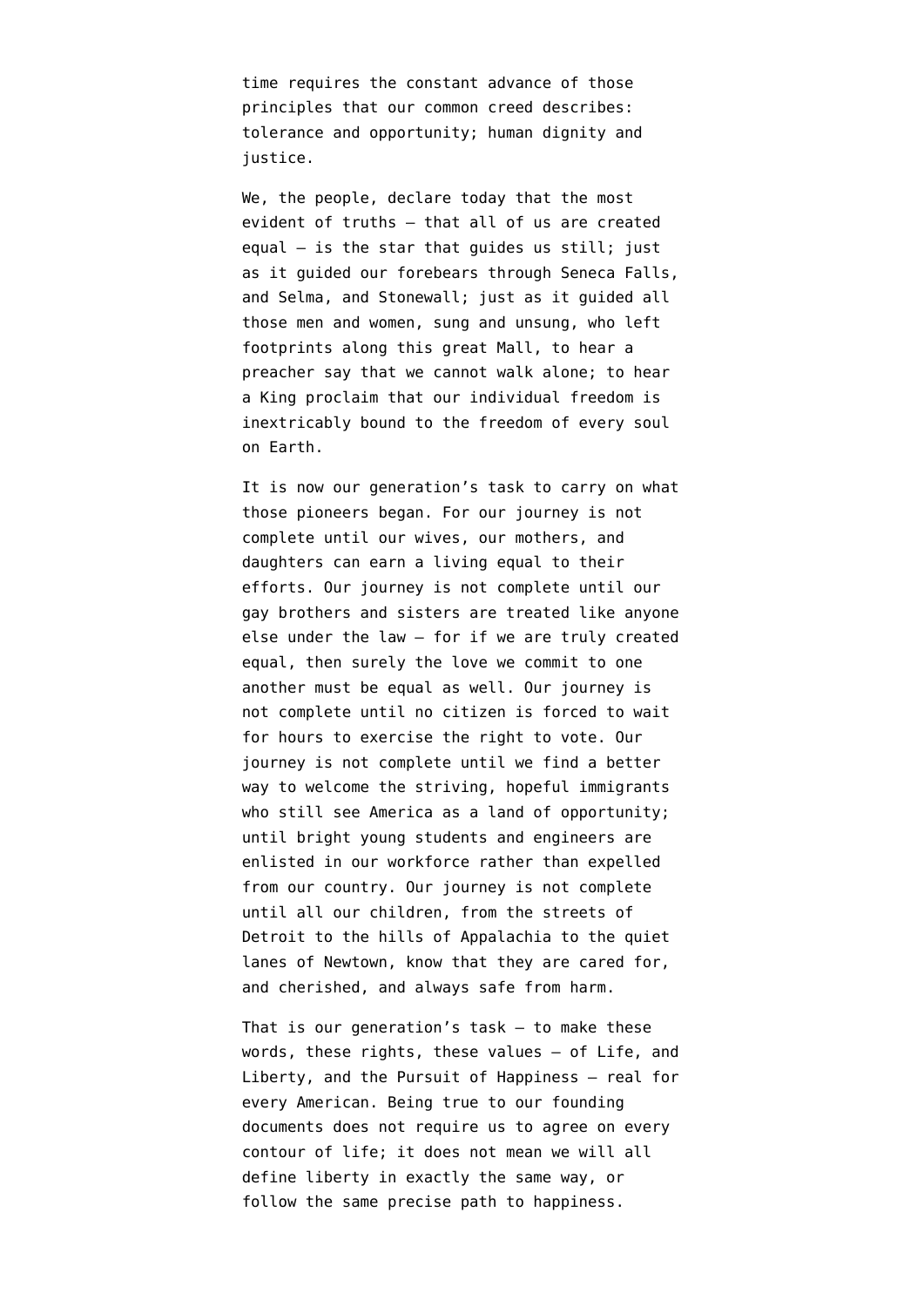time requires the constant advance of those principles that our common creed describes: tolerance and opportunity; human dignity and justice.

We, the people, declare today that the most evident of truths – that all of us are created equal – is the star that guides us still; just as it guided our forebears through Seneca Falls, and Selma, and Stonewall; just as it guided all those men and women, sung and unsung, who left footprints along this great Mall, to hear a preacher say that we cannot walk alone; to hear a King proclaim that our individual freedom is inextricably bound to the freedom of every soul on Earth.

It is now our generation's task to carry on what those pioneers began. For our journey is not complete until our wives, our mothers, and daughters can earn a living equal to their efforts. Our journey is not complete until our gay brothers and sisters are treated like anyone else under the law – for if we are truly created equal, then surely the love we commit to one another must be equal as well. Our journey is not complete until no citizen is forced to wait for hours to exercise the right to vote. Our journey is not complete until we find a better way to welcome the striving, hopeful immigrants who still see America as a land of opportunity; until bright young students and engineers are enlisted in our workforce rather than expelled from our country. Our journey is not complete until all our children, from the streets of Detroit to the hills of Appalachia to the quiet lanes of Newtown, know that they are cared for, and cherished, and always safe from harm.

That is our generation's task – to make these words, these rights, these values – of Life, and Liberty, and the Pursuit of Happiness – real for every American. Being true to our founding documents does not require us to agree on every contour of life; it does not mean we will all define liberty in exactly the same way, or follow the same precise path to happiness.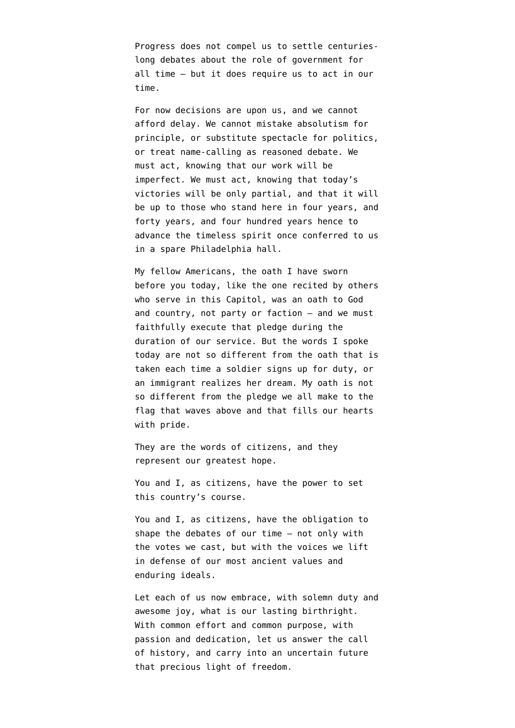Progress does not compel us to settle centuries-long debates about the role of government for all time — but it does require us to act in our time.

For now decisions are upon us, and we cannot afford delay. We cannot mistake absolutism for principle, or substitute spectacle for politics, or treat name-calling as reasoned debate. We must act, knowing that our work will be imperfect. We must act, knowing that today's victories will be only partial, and that it will be up to those who stand here in four years, and forty years, and four hundred years hence to advance the timeless spirit once conferred to us in a spare Philadelphia hall.

My fellow Americans, the oath I have sworn before you today, like the one recited by others who serve in this Capitol, was an oath to God and country, not party or faction — and we must faithfully execute that pledge during the duration of our service. But the words I spoke today are not so different from the oath that is taken each time a soldier signs up for duty, or an immigrant realizes her dream. My oath is not so different from the pledge we all make to the flag that waves above and that fills our hearts with pride.

They are the words of citizens, and they represent our greatest hope.

You and I, as citizens, have the power to set this country's course.

You and I, as citizens, have the obligation to shape the debates of our time — not only with the votes we cast, but with the voices we lift in defense of our most ancient values and enduring ideals.

Let each of us now embrace, with solemn duty and awesome joy, what is our lasting birthright. With common effort and common purpose, with passion and dedication, let us answer the call of history, and carry into an uncertain future that precious light of freedom.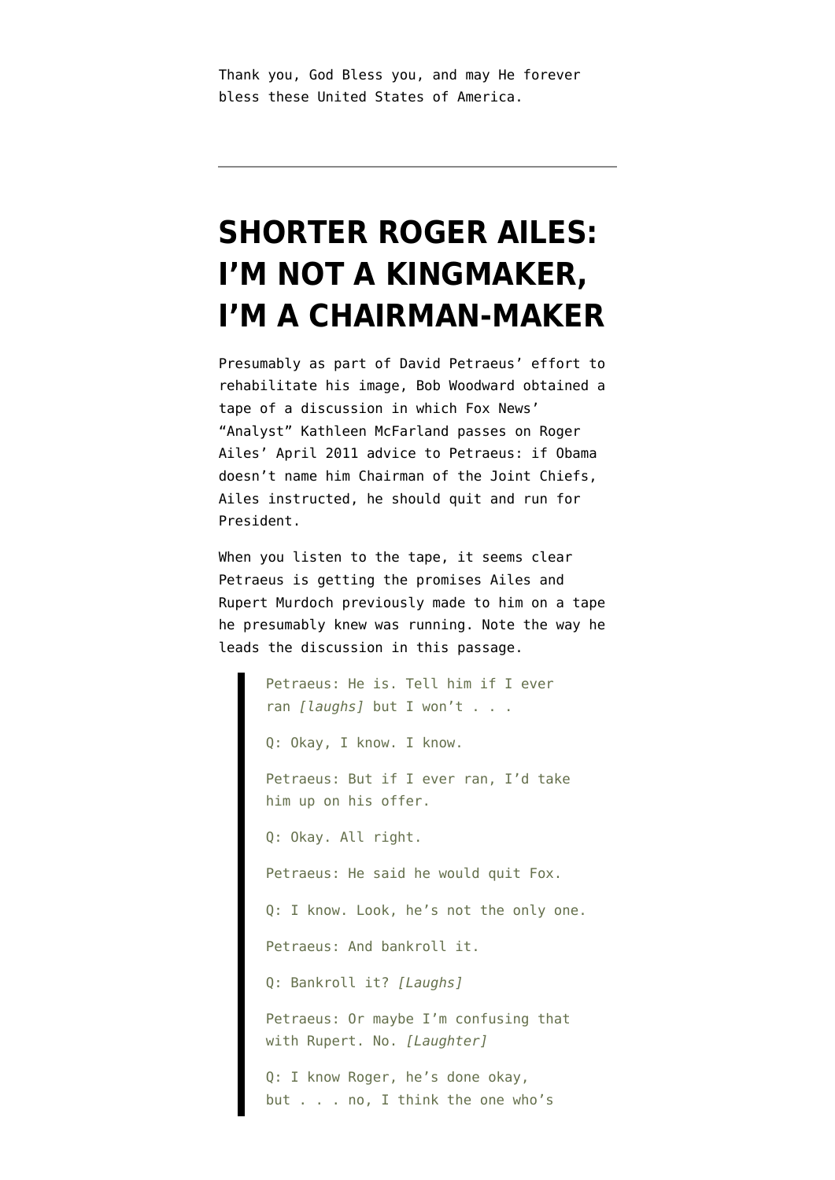Thank you, God Bless you, and may He forever bless these United States of America.

---

# SHORTER ROGER AILES: I'M NOT A KINGMAKER, I'M A CHAIRMAN-MAKER

Presumably as part of David Petraeus' effort to rehabilitate his image, Bob Woodward obtained a tape of a discussion in which Fox News' "Analyst" Kathleen McFarland passes on Roger Ailes' April 2011 advice to Petraeus: if Obama doesn't name him Chairman of the Joint Chiefs, Ailes instructed, he should quit and run for President.

When you listen to the tape, it seems clear Petraeus is getting the promises Ailes and Rupert Murdoch previously made to him on a tape he presumably knew was running. Note the way he leads the discussion in this passage.

> Petraeus: He is. Tell him if I ever ran *[laughs]* but I won't . . .
>
> Q: Okay, I know. I know.
>
> Petraeus: But if I ever ran, I'd take him up on his offer.
>
> Q: Okay. All right.
>
> Petraeus: He said he would quit Fox.
>
> Q: I know. Look, he's not the only one.
>
> Petraeus: And bankroll it.
>
> Q: Bankroll it? *[Laughs]*
>
> Petraeus: Or maybe I'm confusing that with Rupert. No. *[Laughter]*
>
> Q: I know Roger, he's done okay, but . . . no, I think the one who's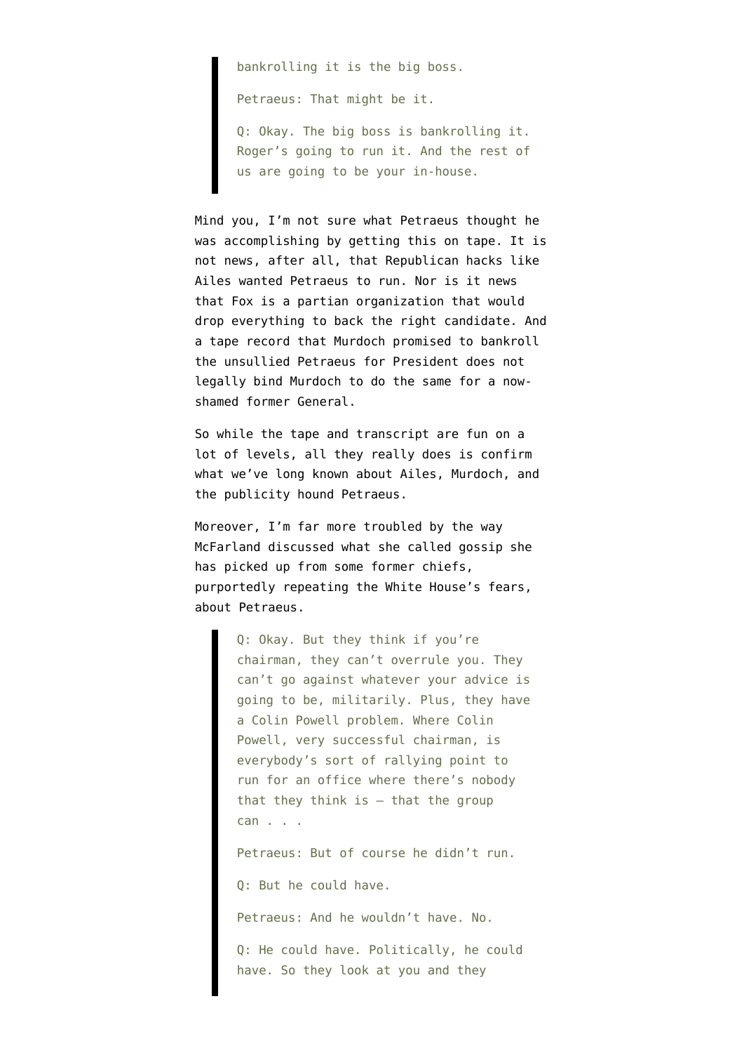> bankrolling it is the big boss.
>
> Petraeus: That might be it.
>
> Q: Okay. The big boss is bankrolling it. Roger's going to run it. And the rest of us are going to be your in-house.

Mind you, I'm not sure what Petraeus thought he was accomplishing by getting this on tape. It is not news, after all, that Republican hacks like Ailes wanted Petraeus to run. Nor is it news that Fox is a partian organization that would drop everything to back the right candidate. And a tape record that Murdoch promised to bankroll the unsullied Petraeus for President does not legally bind Murdoch to do the same for a now-shamed former General.

So while the tape and transcript are fun on a lot of levels, all they really does is confirm what we've long known about Ailes, Murdoch, and the publicity hound Petraeus.

Moreover, I'm far more troubled by the way McFarland discussed what she called gossip she has picked up from some former chiefs, purportedly repeating the White House's fears, about Petraeus.

> Q: Okay. But they think if you're chairman, they can't overrule you. They can't go against whatever your advice is going to be, militarily. Plus, they have a Colin Powell problem. Where Colin Powell, very successful chairman, is everybody's sort of rallying point to run for an office where there's nobody that they think is – that the group can . . .
>
> Petraeus: But of course he didn't run.
>
> Q: But he could have.
>
> Petraeus: And he wouldn't have. No.
>
> Q: He could have. Politically, he could have. So they look at you and they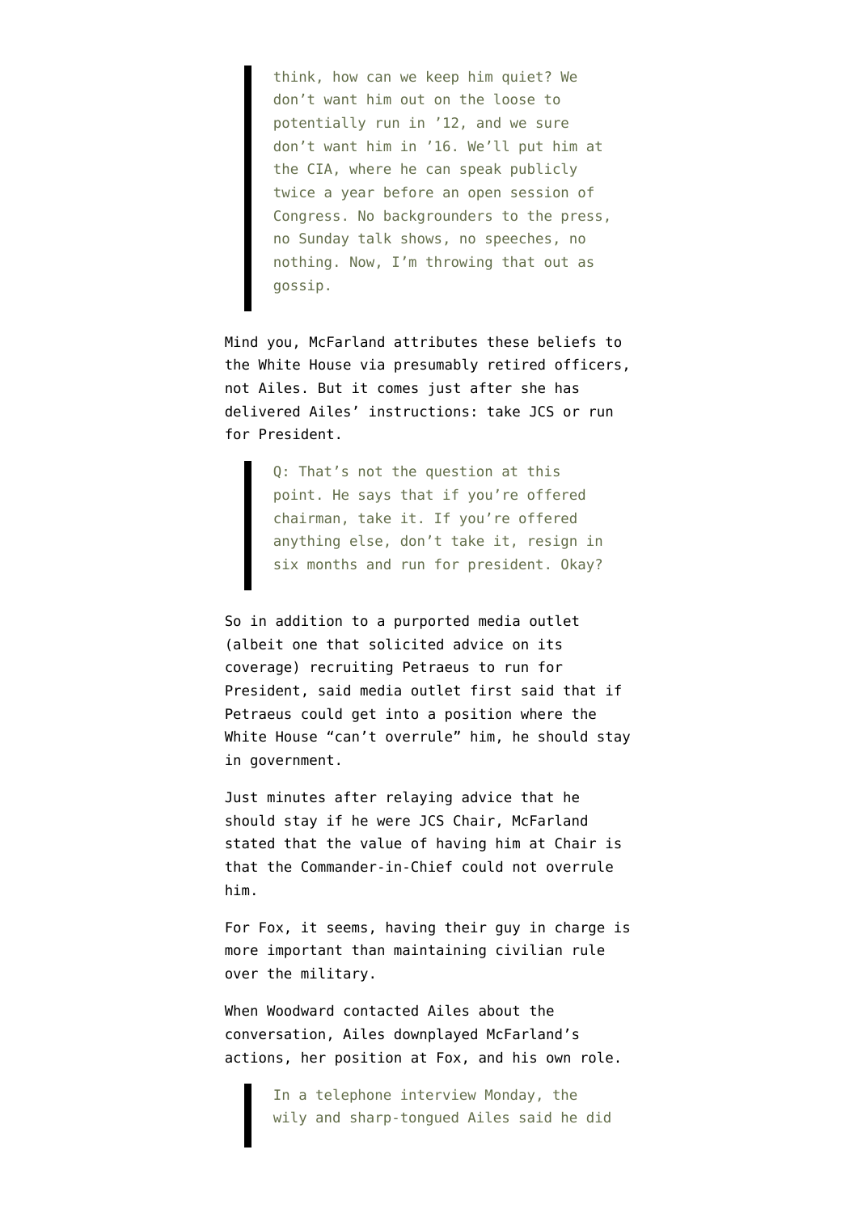> think, how can we keep him quiet? We don't want him out on the loose to potentially run in '12, and we sure don't want him in '16. We'll put him at the CIA, where he can speak publicly twice a year before an open session of Congress. No backgrounders to the press, no Sunday talk shows, no speeches, no nothing. Now, I'm throwing that out as gossip.

Mind you, McFarland attributes these beliefs to the White House via presumably retired officers, not Ailes. But it comes just after she has delivered Ailes' instructions: take JCS or run for President.

> Q: That's not the question at this point. He says that if you're offered chairman, take it. If you're offered anything else, don't take it, resign in six months and run for president. Okay?

So in addition to a purported media outlet (albeit one that solicited advice on its coverage) recruiting Petraeus to run for President, said media outlet first said that if Petraeus could get into a position where the White House "can't overrule" him, he should stay in government.

Just minutes after relaying advice that he should stay if he were JCS Chair, McFarland stated that the value of having him at Chair is that the Commander-in-Chief could not overrule him.

For Fox, it seems, having their guy in charge is more important than maintaining civilian rule over the military.

When Woodward contacted Ailes about the conversation, Ailes downplayed McFarland's actions, her position at Fox, and his own role.

> In a telephone interview Monday, the wily and sharp-tongued Ailes said he did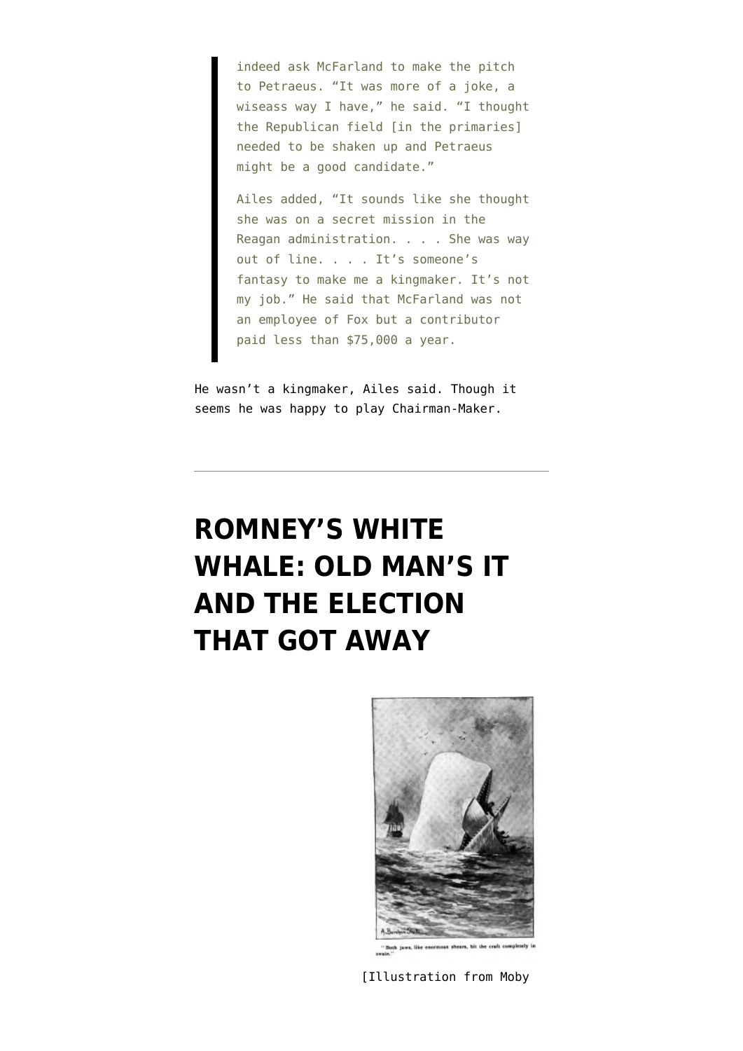> indeed ask McFarland to make the pitch to Petraeus. "It was more of a joke, a wiseass way I have," he said. "I thought the Republican field [in the primaries] needed to be shaken up and Petraeus might be a good candidate."
>
> Ailes added, "It sounds like she thought she was on a secret mission in the Reagan administration. . . . She was way out of line. . . . It's someone's fantasy to make me a kingmaker. It's not my job." He said that McFarland was not an employee of Fox but a contributor paid less than $75,000 a year.

He wasn't a kingmaker, Ailes said. Though it seems he was happy to play Chairman-Maker.

---

# ROMNEY'S WHITE WHALE: OLD MAN'S IT AND THE ELECTION THAT GOT AWAY

"Both jaws, like enormous shears, bit the craft completely in twain."

[Illustration from Moby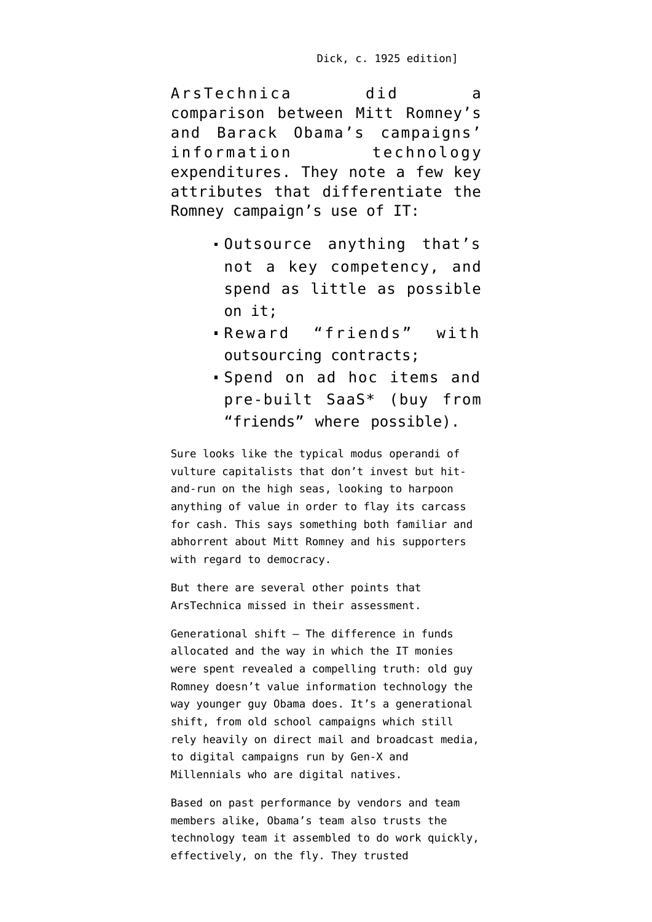Dick, c. 1925 edition]

ArsTechnica did a comparison between Mitt Romney's and Barack Obama's campaigns' information technology expenditures. They note a few key attributes that differentiate the Romney campaign's use of IT:

- Outsource anything that's not a key competency, and spend as little as possible on it;
- Reward "friends" with outsourcing contracts;
- Spend on ad hoc items and pre-built SaaS* (buy from "friends" where possible).

Sure looks like the typical modus operandi of vulture capitalists that don't invest but hit-and-run on the high seas, looking to harpoon anything of value in order to flay its carcass for cash. This says something both familiar and abhorrent about Mitt Romney and his supporters with regard to democracy.

But there are several other points that ArsTechnica missed in their assessment.

Generational shift — The difference in funds allocated and the way in which the IT monies were spent revealed a compelling truth: old guy Romney doesn't value information technology the way younger guy Obama does. It's a generational shift, from old school campaigns which still rely heavily on direct mail and broadcast media, to digital campaigns run by Gen-X and Millennials who are digital natives.

Based on past performance by vendors and team members alike, Obama's team also trusts the technology team it assembled to do work quickly, effectively, on the fly. They trusted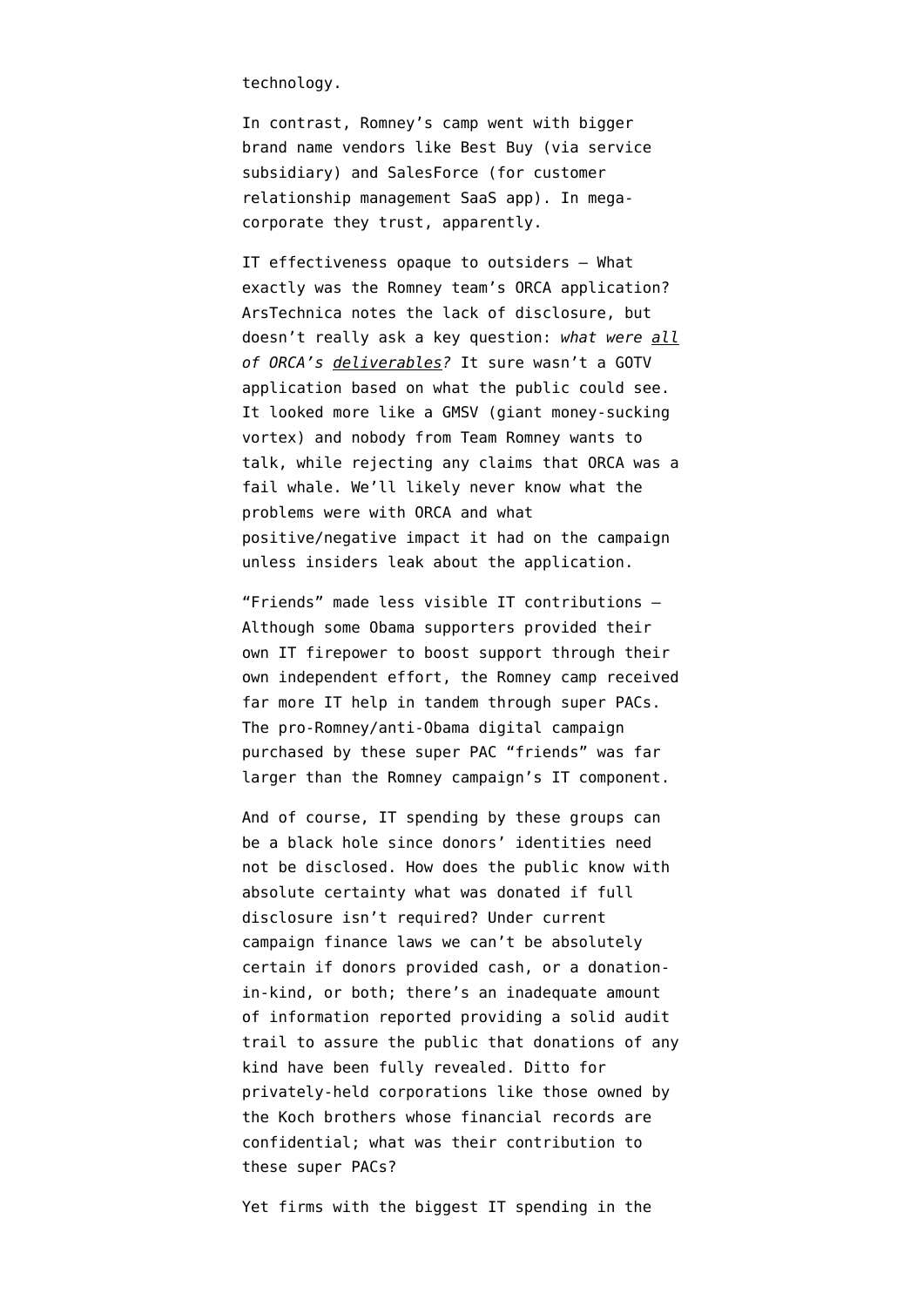technology.

In contrast, Romney's camp went with bigger brand name vendors like Best Buy (via service subsidiary) and SalesForce (for customer relationship management SaaS app). In mega-corporate they trust, apparently.

IT effectiveness opaque to outsiders — What exactly was the Romney team's ORCA application? ArsTechnica notes the lack of disclosure, but doesn't really ask a key question: *what were all of ORCA's deliverables?* It sure wasn't a GOTV application based on what the public could see. It looked more like a GMSV (giant money-sucking vortex) and nobody from Team Romney wants to talk, while rejecting any claims that ORCA was a fail whale. We'll likely never know what the problems were with ORCA and what positive/negative impact it had on the campaign unless insiders leak about the application.

"Friends" made less visible IT contributions — Although some Obama supporters provided their own IT firepower to boost support through their own independent effort, the Romney camp received far more IT help in tandem through super PACs. The pro-Romney/anti-Obama digital campaign purchased by these super PAC "friends" was far larger than the Romney campaign's IT component.

And of course, IT spending by these groups can be a black hole since donors' identities need not be disclosed. How does the public know with absolute certainty what was donated if full disclosure isn't required? Under current campaign finance laws we can't be absolutely certain if donors provided cash, or a donation-in-kind, or both; there's an inadequate amount of information reported providing a solid audit trail to assure the public that donations of any kind have been fully revealed. Ditto for privately-held corporations like those owned by the Koch brothers whose financial records are confidential; what was their contribution to these super PACs?

Yet firms with the biggest IT spending in the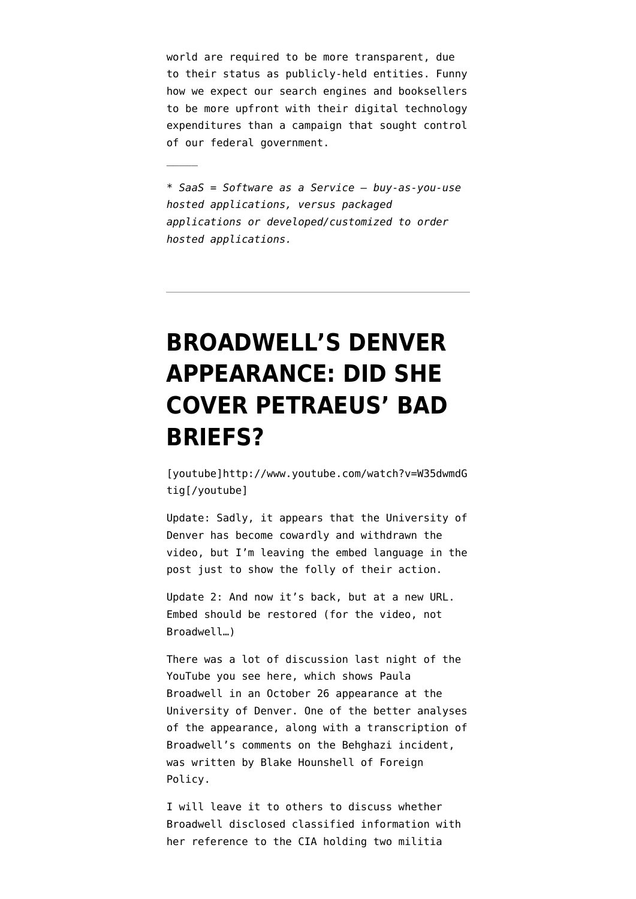world are required to be more transparent, due to their status as publicly-held entities. Funny how we expect our search engines and booksellers to be more upfront with their digital technology expenditures than a campaign that sought control of our federal government.

———

* *SaaS = Software as a Service — buy-as-you-use hosted applications, versus packaged applications or developed/customized to order hosted applications.*

---

# BROADWELL'S DENVER APPEARANCE: DID SHE COVER PETRAEUS' BAD BRIEFS?

[youtube]http://www.youtube.com/watch?v=W35dwmdGtig[/youtube]

Update: Sadly, it appears that the University of Denver has become cowardly and withdrawn the video, but I'm leaving the embed language in the post just to show the folly of their action.

Update 2: And now it's back, but at a new URL. Embed should be restored (for the video, not Broadwell…)

There was a lot of discussion last night of the YouTube you see here, which shows Paula Broadwell in an October 26 appearance at the University of Denver. One of the better analyses of the appearance, along with a transcription of Broadwell's comments on the Behghazi incident, was written by Blake Hounshell of Foreign Policy.

I will leave it to others to discuss whether Broadwell disclosed classified information with her reference to the CIA holding two militia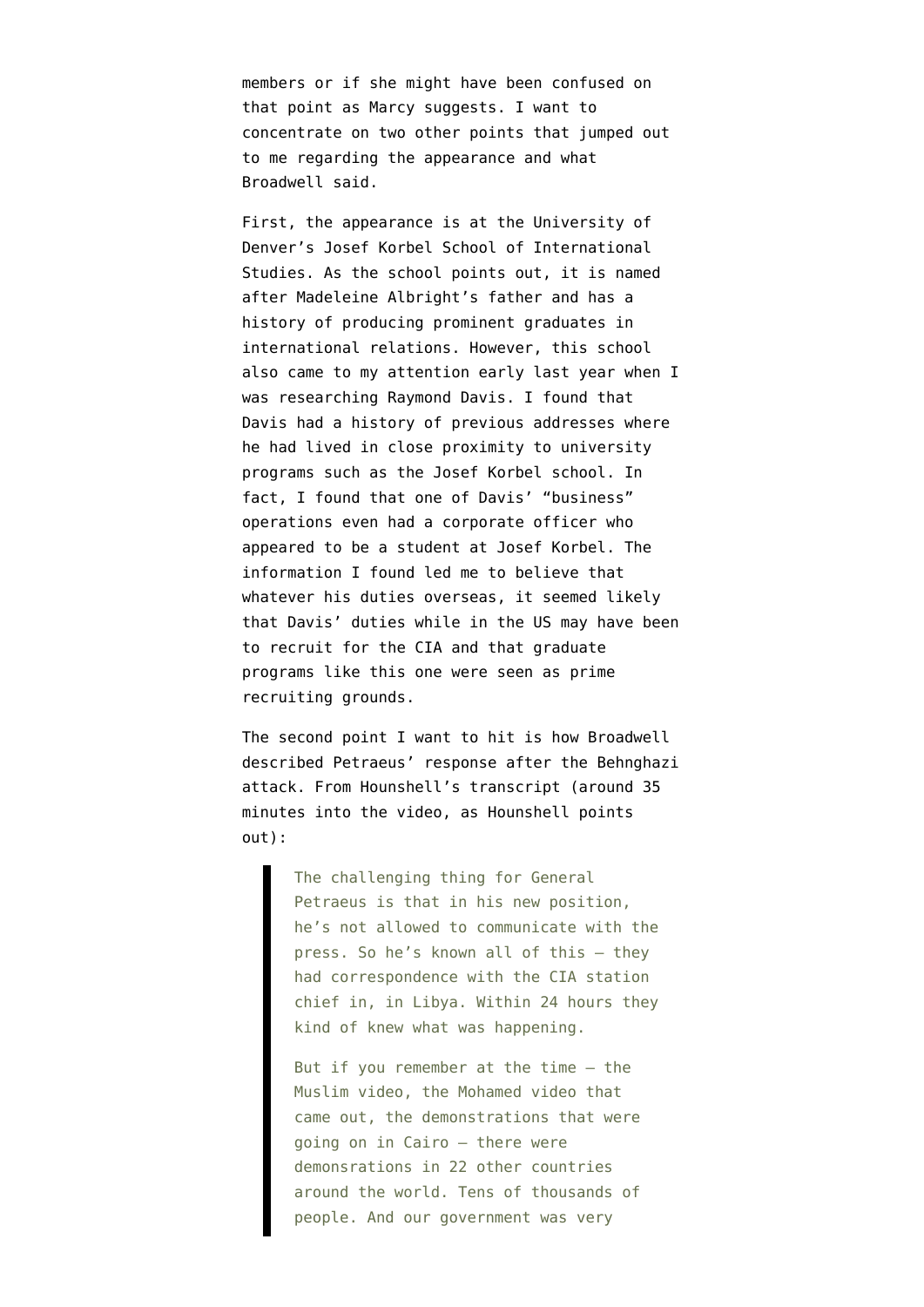members or if she might have been confused on that point as Marcy suggests. I want to concentrate on two other points that jumped out to me regarding the appearance and what Broadwell said.

First, the appearance is at the University of Denver's Josef Korbel School of International Studies. As the school points out, it is named after Madeleine Albright's father and has a history of producing prominent graduates in international relations. However, this school also came to my attention early last year when I was researching Raymond Davis. I found that Davis had a history of previous addresses where he had lived in close proximity to university programs such as the Josef Korbel school. In fact, I found that one of Davis' "business" operations even had a corporate officer who appeared to be a student at Josef Korbel. The information I found led me to believe that whatever his duties overseas, it seemed likely that Davis' duties while in the US may have been to recruit for the CIA and that graduate programs like this one were seen as prime recruiting grounds.

The second point I want to hit is how Broadwell described Petraeus' response after the Behnghazi attack. From Hounshell's transcript (around 35 minutes into the video, as Hounshell points out):

> The challenging thing for General Petraeus is that in his new position, he's not allowed to communicate with the press. So he's known all of this – they had correspondence with the CIA station chief in, in Libya. Within 24 hours they kind of knew what was happening.
>
> But if you remember at the time – the Muslim video, the Mohamed video that came out, the demonstrations that were going on in Cairo – there were demonsrations in 22 other countries around the world. Tens of thousands of people. And our government was very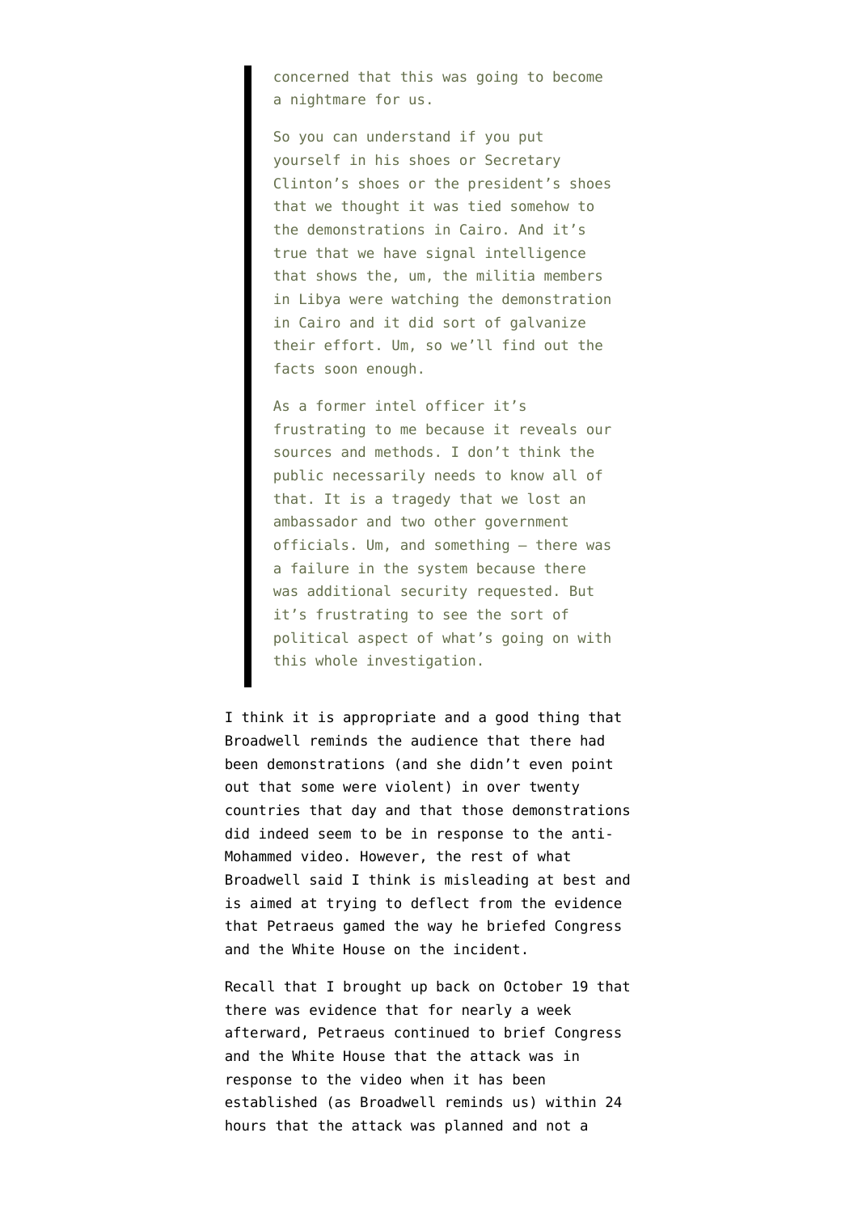> concerned that this was going to become a nightmare for us.
>
> So you can understand if you put yourself in his shoes or Secretary Clinton's shoes or the president's shoes that we thought it was tied somehow to the demonstrations in Cairo. And it's true that we have signal intelligence that shows the, um, the militia members in Libya were watching the demonstration in Cairo and it did sort of galvanize their effort. Um, so we'll find out the facts soon enough.
>
> As a former intel officer it's frustrating to me because it reveals our sources and methods. I don't think the public necessarily needs to know all of that. It is a tragedy that we lost an ambassador and two other government officials. Um, and something – there was a failure in the system because there was additional security requested. But it's frustrating to see the sort of political aspect of what's going on with this whole investigation.

I think it is appropriate and a good thing that Broadwell reminds the audience that there had been demonstrations (and she didn't even point out that some were violent) in over twenty countries that day and that those demonstrations did indeed seem to be in response to the anti-Mohammed video. However, the rest of what Broadwell said I think is misleading at best and is aimed at trying to deflect from the evidence that Petraeus gamed the way he briefed Congress and the White House on the incident.

Recall that I brought up back on October 19 that there was evidence that for nearly a week afterward, Petraeus continued to brief Congress and the White House that the attack was in response to the video when it has been established (as Broadwell reminds us) within 24 hours that the attack was planned and not a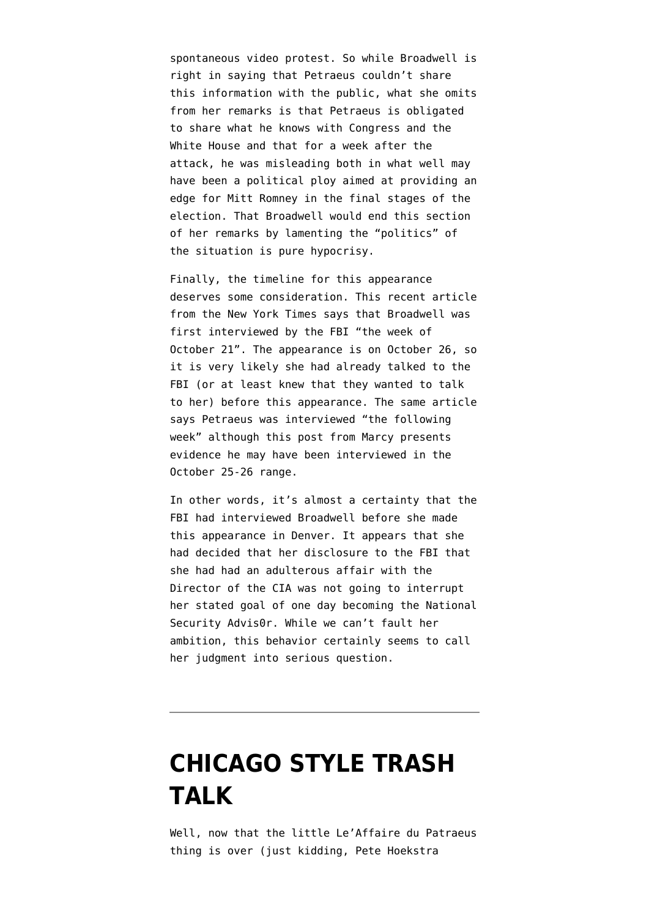spontaneous video protest. So while Broadwell is right in saying that Petraeus couldn't share this information with the public, what she omits from her remarks is that Petraeus is obligated to share what he knows with Congress and the White House and that for a week after the attack, he was misleading both in what well may have been a political ploy aimed at providing an edge for Mitt Romney in the final stages of the election. That Broadwell would end this section of her remarks by lamenting the "politics" of the situation is pure hypocrisy.

Finally, the timeline for this appearance deserves some consideration. This recent article from the New York Times says that Broadwell was first interviewed by the FBI "the week of October 21". The appearance is on October 26, so it is very likely she had already talked to the FBI (or at least knew that they wanted to talk to her) before this appearance. The same article says Petraeus was interviewed "the following week" although this post from Marcy presents evidence he may have been interviewed in the October 25-26 range.

In other words, it's almost a certainty that the FBI had interviewed Broadwell before she made this appearance in Denver. It appears that she had decided that her disclosure to the FBI that she had had an adulterous affair with the Director of the CIA was not going to interrupt her stated goal of one day becoming the National Security Advis0r. While we can't fault her ambition, this behavior certainly seems to call her judgment into serious question.

---

# CHICAGO STYLE TRASH TALK

Well, now that the little Le'Affaire du Patraeus thing is over (just kidding, Pete Hoekstra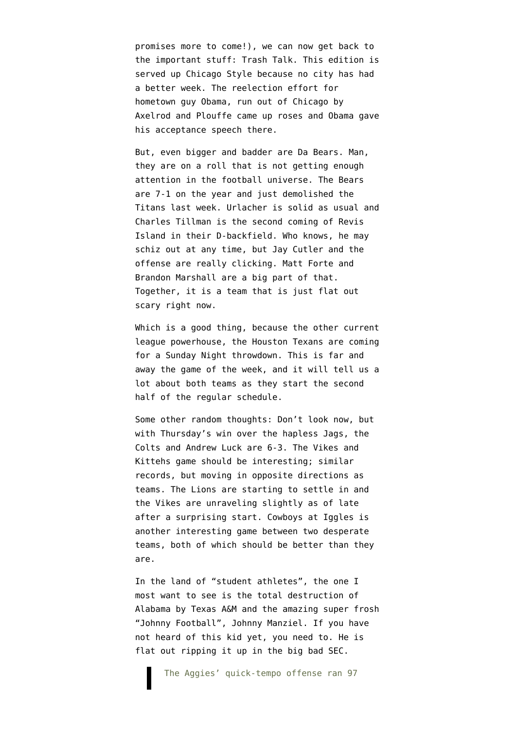promises more to come!), we can now get back to the important stuff: Trash Talk. This edition is served up Chicago Style because no city has had a better week. The reelection effort for hometown guy Obama, run out of Chicago by Axelrod and Plouffe came up roses and Obama gave his acceptance speech there.

But, even bigger and badder are Da Bears. Man, they are on a roll that is not getting enough attention in the football universe. The Bears are 7-1 on the year and just demolished the Titans last week. Urlacher is solid as usual and Charles Tillman is the second coming of Revis Island in their D-backfield. Who knows, he may schiz out at any time, but Jay Cutler and the offense are really clicking. Matt Forte and Brandon Marshall are a big part of that. Together, it is a team that is just flat out scary right now.

Which is a good thing, because the other current league powerhouse, the Houston Texans are coming for a Sunday Night throwdown. This is far and away the game of the week, and it will tell us a lot about both teams as they start the second half of the regular schedule.

Some other random thoughts: Don’t look now, but with Thursday’s win over the hapless Jags, the Colts and Andrew Luck are 6-3. The Vikes and Kittehs game should be interesting; similar records, but moving in opposite directions as teams. The Lions are starting to settle in and the Vikes are unraveling slightly as of late after a surprising start. Cowboys at Iggles is another interesting game between two desperate teams, both of which should be better than they are.

In the land of “student athletes”, the one I most want to see is the total destruction of Alabama by Texas A&M and the amazing super frosh “Johnny Football”, Johnny Manziel. If you have not heard of this kid yet, you need to. He is flat out ripping it up in the big bad SEC.

> The Aggies’ quick-tempo offense ran 97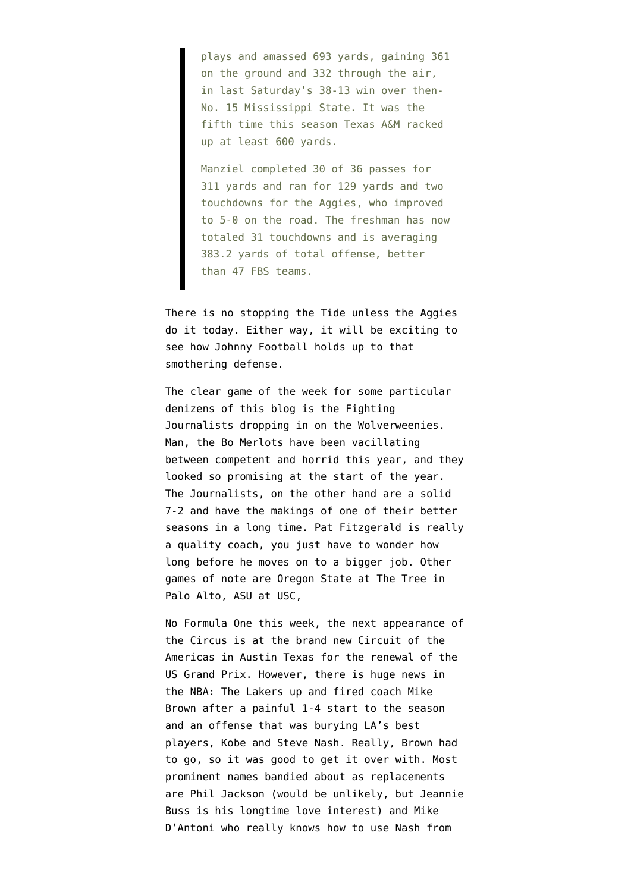> plays and amassed 693 yards, gaining 361 on the ground and 332 through the air, in last Saturday's 38-13 win over then-No. 15 Mississippi State. It was the fifth time this season Texas A&M racked up at least 600 yards.
>
> Manziel completed 30 of 36 passes for 311 yards and ran for 129 yards and two touchdowns for the Aggies, who improved to 5-0 on the road. The freshman has now totaled 31 touchdowns and is averaging 383.2 yards of total offense, better than 47 FBS teams.

There is no stopping the Tide unless the Aggies do it today. Either way, it will be exciting to see how Johnny Football holds up to that smothering defense.

The clear game of the week for some particular denizens of this blog is the Fighting Journalists dropping in on the Wolverweenies. Man, the Bo Merlots have been vacillating between competent and horrid this year, and they looked so promising at the start of the year. The Journalists, on the other hand are a solid 7-2 and have the makings of one of their better seasons in a long time. Pat Fitzgerald is really a quality coach, you just have to wonder how long before he moves on to a bigger job. Other games of note are Oregon State at The Tree in Palo Alto, ASU at USC,

No Formula One this week, the next appearance of the Circus is at the brand new Circuit of the Americas in Austin Texas for the renewal of the US Grand Prix. However, there is huge news in the NBA: The Lakers up and fired coach Mike Brown after a painful 1-4 start to the season and an offense that was burying LA's best players, Kobe and Steve Nash. Really, Brown had to go, so it was good to get it over with. Most prominent names bandied about as replacements are Phil Jackson (would be unlikely, but Jeannie Buss is his longtime love interest) and Mike D'Antoni who really knows how to use Nash from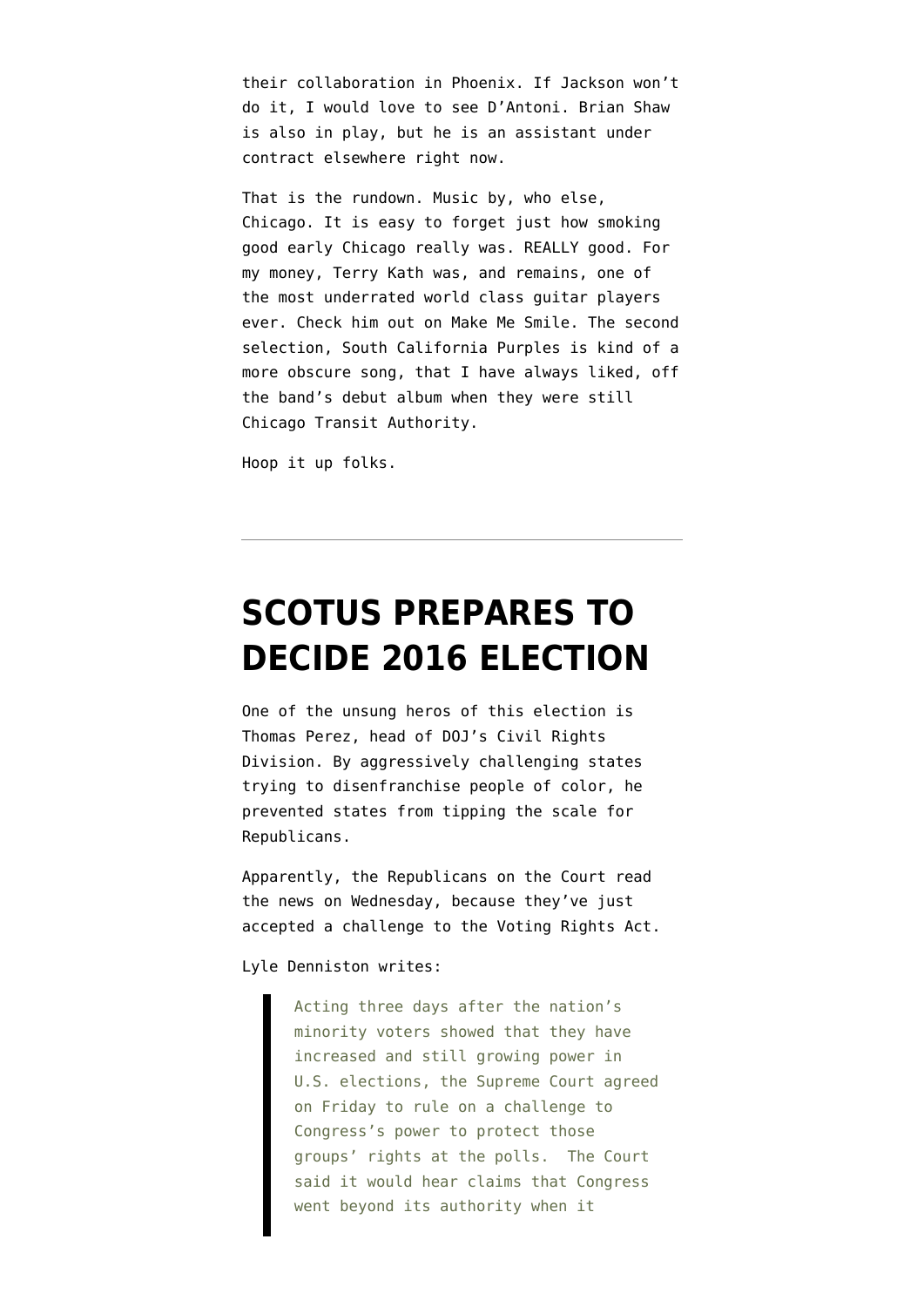their collaboration in Phoenix. If Jackson won't do it, I would love to see D'Antoni. Brian Shaw is also in play, but he is an assistant under contract elsewhere right now.

That is the rundown. Music by, who else, Chicago. It is easy to forget just how smoking good early Chicago really was. REALLY good. For my money, Terry Kath was, and remains, one of the most underrated world class guitar players ever. Check him out on Make Me Smile. The second selection, South California Purples is kind of a more obscure song, that I have always liked, off the band's debut album when they were still Chicago Transit Authority.

Hoop it up folks.

---

# SCOTUS PREPARES TO DECIDE 2016 ELECTION

One of the unsung heros of this election is Thomas Perez, head of DOJ's Civil Rights Division. By aggressively challenging states trying to disenfranchise people of color, he prevented states from tipping the scale for Republicans.

Apparently, the Republicans on the Court read the news on Wednesday, because they've just accepted a challenge to the Voting Rights Act.

Lyle Denniston writes:

> Acting three days after the nation's minority voters showed that they have increased and still growing power in U.S. elections, the Supreme Court agreed on Friday to rule on a challenge to Congress's power to protect those groups' rights at the polls. The Court said it would hear claims that Congress went beyond its authority when it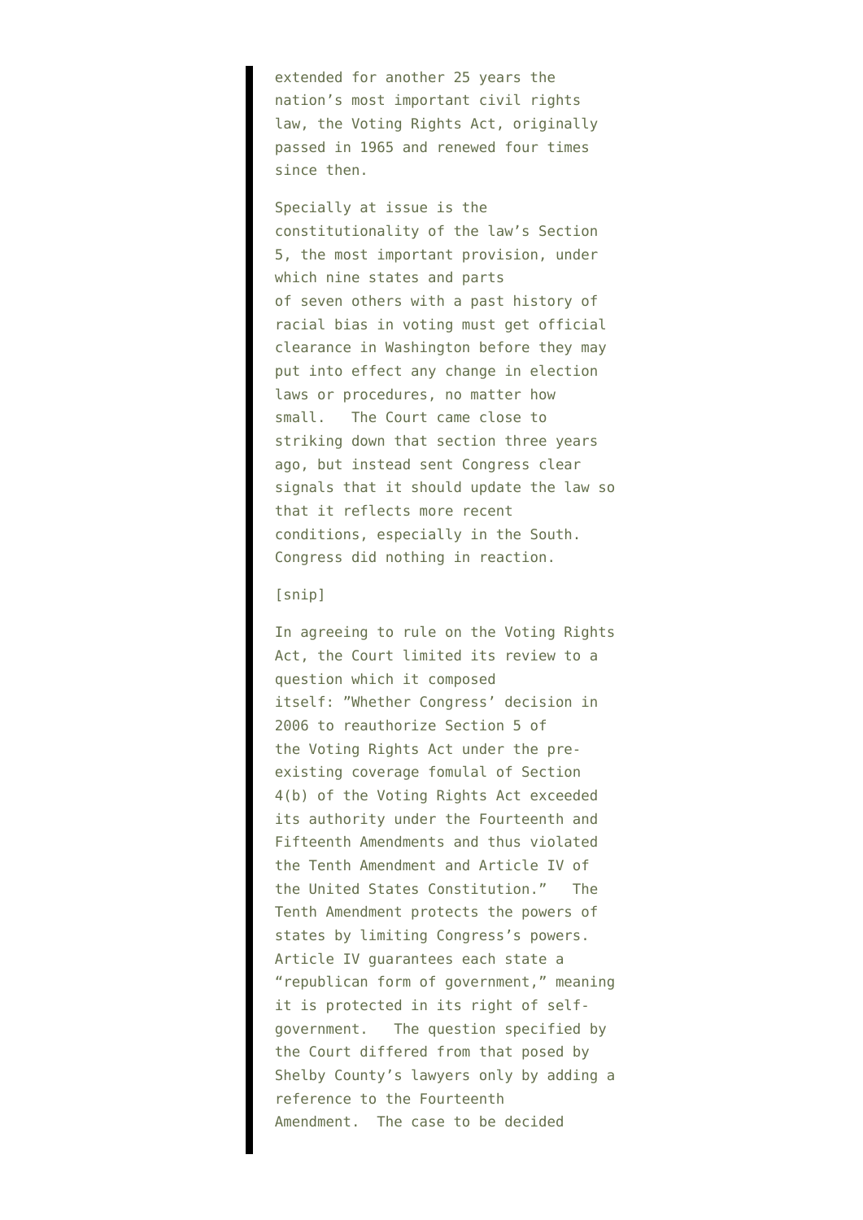> extended for another 25 years the nation's most important civil rights law, the Voting Rights Act, originally passed in 1965 and renewed four times since then.
>
> Specially at issue is the constitutionality of the law's Section 5, the most important provision, under which nine states and parts of seven others with a past history of racial bias in voting must get official clearance in Washington before they may put into effect any change in election laws or procedures, no matter how small. The Court came close to striking down that section three years ago, but instead sent Congress clear signals that it should update the law so that it reflects more recent conditions, especially in the South. Congress did nothing in reaction.
>
> [snip]
>
> In agreeing to rule on the Voting Rights Act, the Court limited its review to a question which it composed itself: "Whether Congress' decision in 2006 to reauthorize Section 5 of the Voting Rights Act under the pre-existing coverage fomulal of Section 4(b) of the Voting Rights Act exceeded its authority under the Fourteenth and Fifteenth Amendments and thus violated the Tenth Amendment and Article IV of the United States Constitution." The Tenth Amendment protects the powers of states by limiting Congress's powers. Article IV guarantees each state a "republican form of government," meaning it is protected in its right of self-government. The question specified by the Court differed from that posed by Shelby County's lawyers only by adding a reference to the Fourteenth Amendment. The case to be decided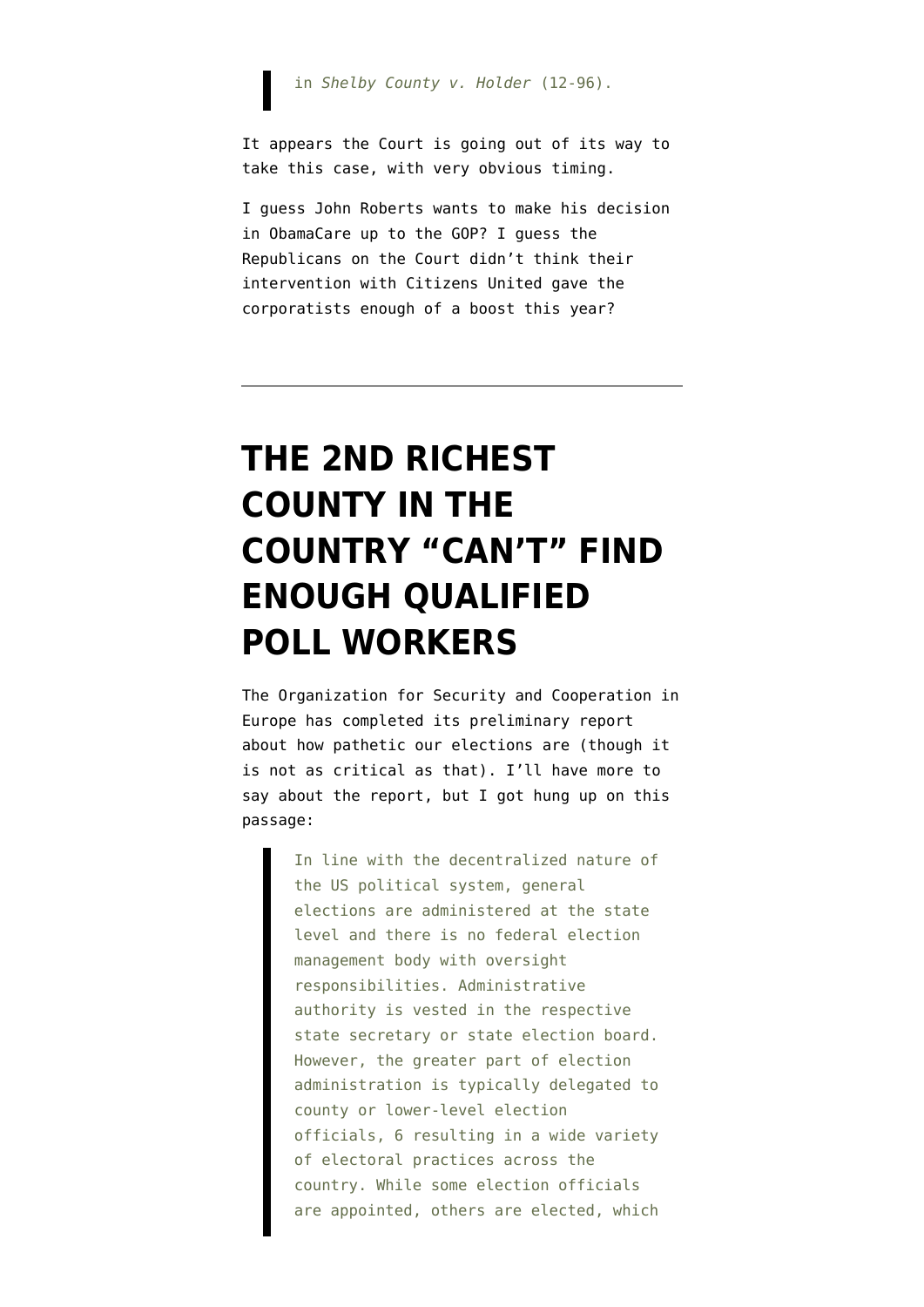> in *Shelby County v. Holder* (12-96).

It appears the Court is going out of its way to take this case, with very obvious timing.

I guess John Roberts wants to make his decision in ObamaCare up to the GOP? I guess the Republicans on the Court didn't think their intervention with Citizens United gave the corporatists enough of a boost this year?

---

# THE 2ND RICHEST COUNTY IN THE COUNTRY "CAN'T" FIND ENOUGH QUALIFIED POLL WORKERS

The Organization for Security and Cooperation in Europe has completed its preliminary report about how pathetic our elections are (though it is not as critical as that). I'll have more to say about the report, but I got hung up on this passage:

> In line with the decentralized nature of the US political system, general elections are administered at the state level and there is no federal election management body with oversight responsibilities. Administrative authority is vested in the respective state secretary or state election board. However, the greater part of election administration is typically delegated to county or lower-level election officials, 6 resulting in a wide variety of electoral practices across the country. While some election officials are appointed, others are elected, which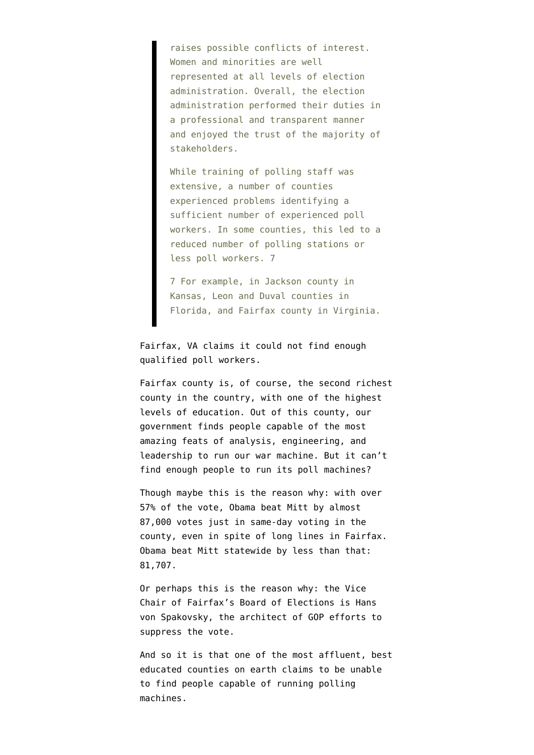> raises possible conflicts of interest. Women and minorities are well represented at all levels of election administration. Overall, the election administration performed their duties in a professional and transparent manner and enjoyed the trust of the majority of stakeholders.
>
> While training of polling staff was extensive, a number of counties experienced problems identifying a sufficient number of experienced poll workers. In some counties, this led to a reduced number of polling stations or less poll workers. 7
>
> 7 For example, in Jackson county in Kansas, Leon and Duval counties in Florida, and Fairfax county in Virginia.

Fairfax, VA claims it could not find enough qualified poll workers.

Fairfax county is, of course, the second richest county in the country, with one of the highest levels of education. Out of this county, our government finds people capable of the most amazing feats of analysis, engineering, and leadership to run our war machine. But it can't find enough people to run its poll machines?

Though maybe this is the reason why: with over 57% of the vote, Obama beat Mitt by almost 87,000 votes just in same-day voting in the county, even in spite of long lines in Fairfax. Obama beat Mitt statewide by less than that: 81,707.

Or perhaps this is the reason why: the Vice Chair of Fairfax's Board of Elections is Hans von Spakovsky, the architect of GOP efforts to suppress the vote.

And so it is that one of the most affluent, best educated counties on earth claims to be unable to find people capable of running polling machines.